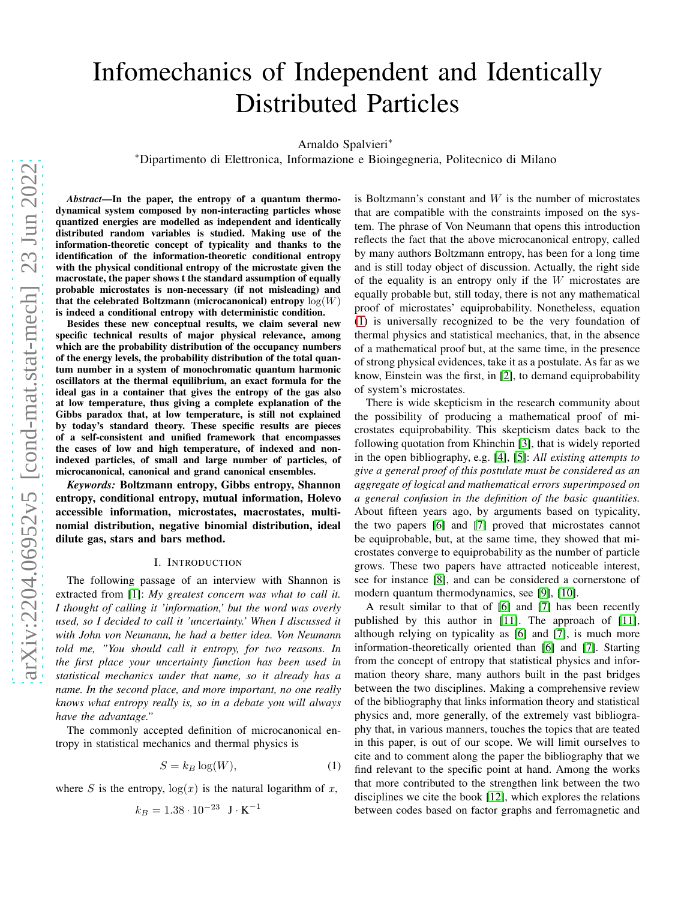# Infomechanics of Independent and Identically Distributed Particles

Arnaldo Spalvieri*

*Dipartimento di Elettronica, Informazione e Bioingegneria, Politecnico di Milano

***Abstract*—In the paper, the entropy of a quantum thermodynamical system composed by non-interacting particles whose quantized energies are modelled as independent and identically distributed random variables is studied. Making use of the information-theoretic concept of typicality and thanks to the identification of the information-theoretic conditional entropy with the physical conditional entropy of the microstate given the macrostate, the paper shows t the standard assumption of equally probable microstates is non-necessary (if not misleading) and that the celebrated Boltzmann (microcanonical) entropy $\log(W)$ is indeed a conditional entropy with deterministic condition.**

**Besides these new conceptual results, we claim several new specific technical results of major physical relevance, among which are the probability distribution of the occupancy numbers of the energy levels, the probability distribution of the total quantum number in a system of monochromatic quantum harmonic oscillators at the thermal equilibrium, an exact formula for the ideal gas in a container that gives the entropy of the gas also at low temperature, thus giving a complete explanation of the Gibbs paradox that, at low temperature, is still not explained by today's standard theory. These specific results are pieces of a self-consistent and unified framework that encompasses the cases of low and high temperature, of indexed and non-indexed particles, of small and large number of particles, of microcanonical, canonical and grand canonical ensembles.**

***Keywords:* Boltzmann entropy, Gibbs entropy, Shannon entropy, conditional entropy, mutual information, Holevo accessible information, microstates, macrostates, multinomial distribution, negative binomial distribution, ideal dilute gas, stars and bars method.**

## I. Introduction

The following passage of an interview with Shannon is extracted from [1]: *My greatest concern was what to call it. I thought of calling it 'information,' but the word was overly used, so I decided to call it 'uncertainty.' When I discussed it with John von Neumann, he had a better idea. Von Neumann told me, "You should call it entropy, for two reasons. In the first place your uncertainty function has been used in statistical mechanics under that name, so it already has a name. In the second place, and more important, no one really knows what entropy really is, so in a debate you will always have the advantage."*

The commonly accepted definition of microcanonical entropy in statistical mechanics and thermal physics is

$$S = k_B \log(W), \tag{1}$$

where $S$ is the entropy, $\log(x)$ is the natural logarithm of $x$,

$$k_B = 1.38 \cdot 10^{-23} \ \ \mathrm{J \cdot K^{-1}}$$

is Boltzmann's constant and $W$ is the number of microstates that are compatible with the constraints imposed on the system. The phrase of Von Neumann that opens this introduction reflects the fact that the above microcanonical entropy, called by many authors Boltzmann entropy, has been for a long time and is still today object of discussion. Actually, the right side of the equality is an entropy only if the $W$ microstates are equally probable but, still today, there is not any mathematical proof of microstates' equiprobability. Nonetheless, equation (1) is universally recognized to be the very foundation of thermal physics and statistical mechanics, that, in the absence of a mathematical proof but, at the same time, in the presence of strong physical evidences, take it as a postulate. As far as we know, Einstein was the first, in [2], to demand equiprobability of system's microstates.

There is wide skepticism in the research community about the possibility of producing a mathematical proof of microstates equiprobability. This skepticism dates back to the following quotation from Khinchin [3], that is widely reported in the open bibliography, e.g. [4], [5]: *All existing attempts to give a general proof of this postulate must be considered as an aggregate of logical and mathematical errors superimposed on a general confusion in the definition of the basic quantities.* About fifteen years ago, by arguments based on typicality, the two papers [6] and [7] proved that microstates cannot be equiprobable, but, at the same time, they showed that microstates converge to equiprobability as the number of particle grows. These two papers have attracted noticeable interest, see for instance [8], and can be considered a cornerstone of modern quantum thermodynamics, see [9], [10].

A result similar to that of [6] and [7] has been recently published by this author in [11]. The approach of [11], although relying on typicality as [6] and [7], is much more information-theoretically oriented than [6] and [7]. Starting from the concept of entropy that statistical physics and information theory share, many authors built in the past bridges between the two disciplines. Making a comprehensive review of the bibliography that links information theory and statistical physics and, more generally, of the extremely vast bibliography that, in various manners, touches the topics that are teated in this paper, is out of our scope. We will limit ourselves to cite and to comment along the paper the bibliography that we find relevant to the specific point at hand. Among the works that more contributed to the strengthen link between the two disciplines we cite the book [12], which explores the relations between codes based on factor graphs and ferromagnetic and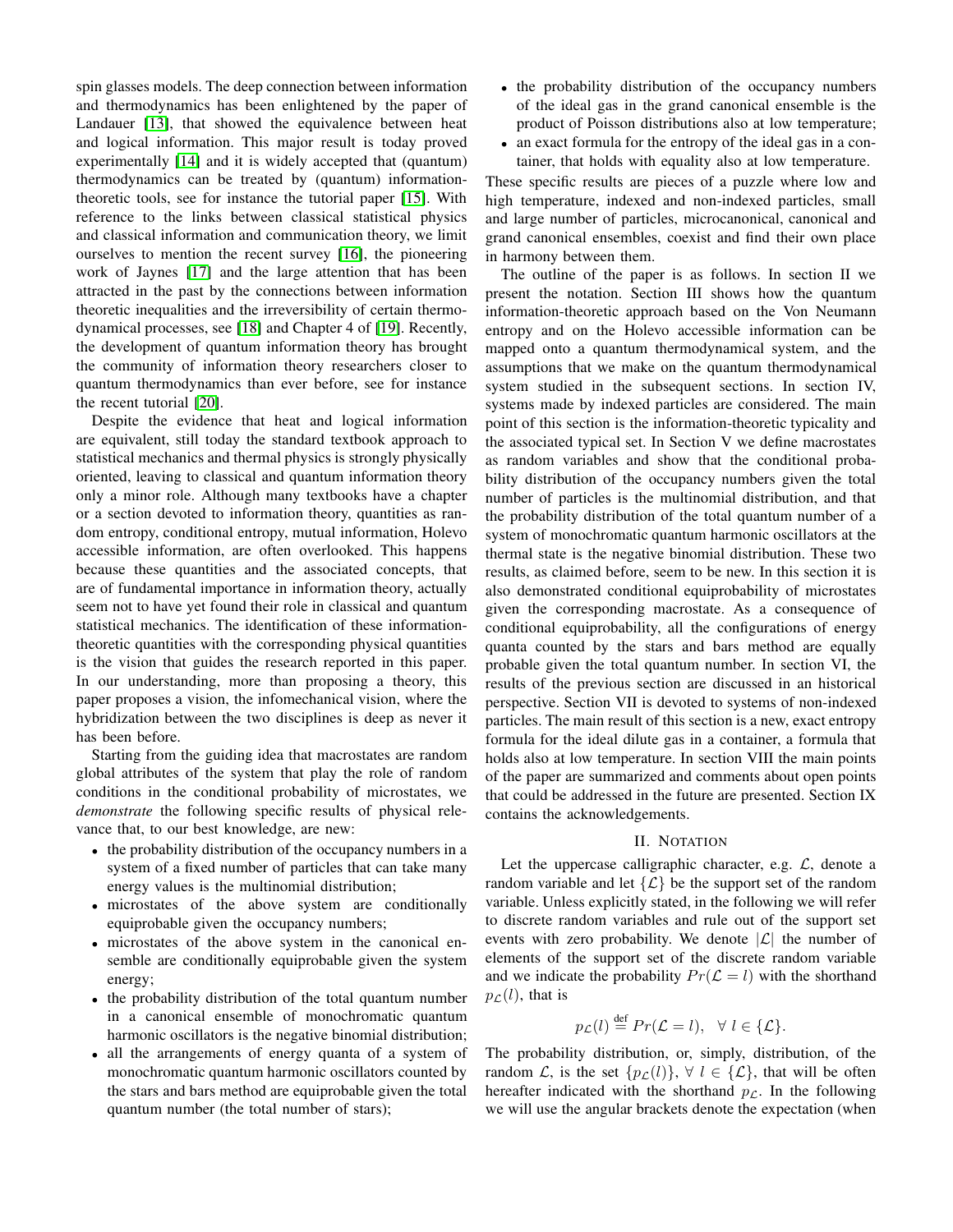spin glasses models. The deep connection between information and thermodynamics has been enlightened by the paper of Landauer [13], that showed the equivalence between heat and logical information. This major result is today proved experimentally [14] and it is widely accepted that (quantum) thermodynamics can be treated by (quantum) information-theoretic tools, see for instance the tutorial paper [15]. With reference to the links between classical statistical physics and classical information and communication theory, we limit ourselves to mention the recent survey [16], the pioneering work of Jaynes [17] and the large attention that has been attracted in the past by the connections between information theoretic inequalities and the irreversibility of certain thermodynamical processes, see [18] and Chapter 4 of [19]. Recently, the development of quantum information theory has brought the community of information theory researchers closer to quantum thermodynamics than ever before, see for instance the recent tutorial [20].

Despite the evidence that heat and logical information are equivalent, still today the standard textbook approach to statistical mechanics and thermal physics is strongly physically oriented, leaving to classical and quantum information theory only a minor role. Although many textbooks have a chapter or a section devoted to information theory, quantities as random entropy, conditional entropy, mutual information, Holevo accessible information, are often overlooked. This happens because these quantities and the associated concepts, that are of fundamental importance in information theory, actually seem not to have yet found their role in classical and quantum statistical mechanics. The identification of these information-theoretic quantities with the corresponding physical quantities is the vision that guides the research reported in this paper. In our understanding, more than proposing a theory, this paper proposes a vision, the infomechanical vision, where the hybridization between the two disciplines is deep as never it has been before.

Starting from the guiding idea that macrostates are random global attributes of the system that play the role of random conditions in the conditional probability of microstates, we *demonstrate* the following specific results of physical relevance that, to our best knowledge, are new:

- the probability distribution of the occupancy numbers in a system of a fixed number of particles that can take many energy values is the multinomial distribution;
- microstates of the above system are conditionally equiprobable given the occupancy numbers;
- microstates of the above system in the canonical ensemble are conditionally equiprobable given the system energy;
- the probability distribution of the total quantum number in a canonical ensemble of monochromatic quantum harmonic oscillators is the negative binomial distribution;
- all the arrangements of energy quanta of a system of monochromatic quantum harmonic oscillators counted by the stars and bars method are equiprobable given the total quantum number (the total number of stars);
- the probability distribution of the occupancy numbers of the ideal gas in the grand canonical ensemble is the product of Poisson distributions also at low temperature;
- an exact formula for the entropy of the ideal gas in a container, that holds with equality also at low temperature.

These specific results are pieces of a puzzle where low and high temperature, indexed and non-indexed particles, small and large number of particles, microcanonical, canonical and grand canonical ensembles, coexist and find their own place in harmony between them.

The outline of the paper is as follows. In section II we present the notation. Section III shows how the quantum information-theoretic approach based on the Von Neumann entropy and on the Holevo accessible information can be mapped onto a quantum thermodynamical system, and the assumptions that we make on the quantum thermodynamical system studied in the subsequent sections. In section IV, systems made by indexed particles are considered. The main point of this section is the information-theoretic typicality and the associated typical set. In Section V we define macrostates as random variables and show that the conditional probability distribution of the occupancy numbers given the total number of particles is the multinomial distribution, and that the probability distribution of the total quantum number of a system of monochromatic quantum harmonic oscillators at the thermal state is the negative binomial distribution. These two results, as claimed before, seem to be new. In this section it is also demonstrated conditional equiprobability of microstates given the corresponding macrostate. As a consequence of conditional equiprobability, all the configurations of energy quanta counted by the stars and bars method are equally probable given the total quantum number. In section VI, the results of the previous section are discussed in an historical perspective. Section VII is devoted to systems of non-indexed particles. The main result of this section is a new, exact entropy formula for the ideal dilute gas in a container, a formula that holds also at low temperature. In section VIII the main points of the paper are summarized and comments about open points that could be addressed in the future are presented. Section IX contains the acknowledgements.

## II. Notation

Let the uppercase calligraphic character, e.g. $\mathcal{L}$, denote a random variable and let $\{\mathcal{L}\}$ be the support set of the random variable. Unless explicitly stated, in the following we will refer to discrete random variables and rule out of the support set events with zero probability. We denote $|\mathcal{L}|$ the number of elements of the support set of the discrete random variable and we indicate the probability $Pr(\mathcal{L} = l)$ with the shorthand $p_{\mathcal{L}}(l)$, that is

$$p_{\mathcal{L}}(l) \stackrel{\text{def}}{=} Pr(\mathcal{L} = l), \quad \forall\ l \in \{\mathcal{L}\}.$$

The probability distribution, or, simply, distribution, of the random $\mathcal{L}$, is the set $\{p_{\mathcal{L}}(l)\}$, $\forall\ l \in \{\mathcal{L}\}$, that will be often hereafter indicated with the shorthand $p_{\mathcal{L}}$. In the following we will use the angular brackets denote the expectation (when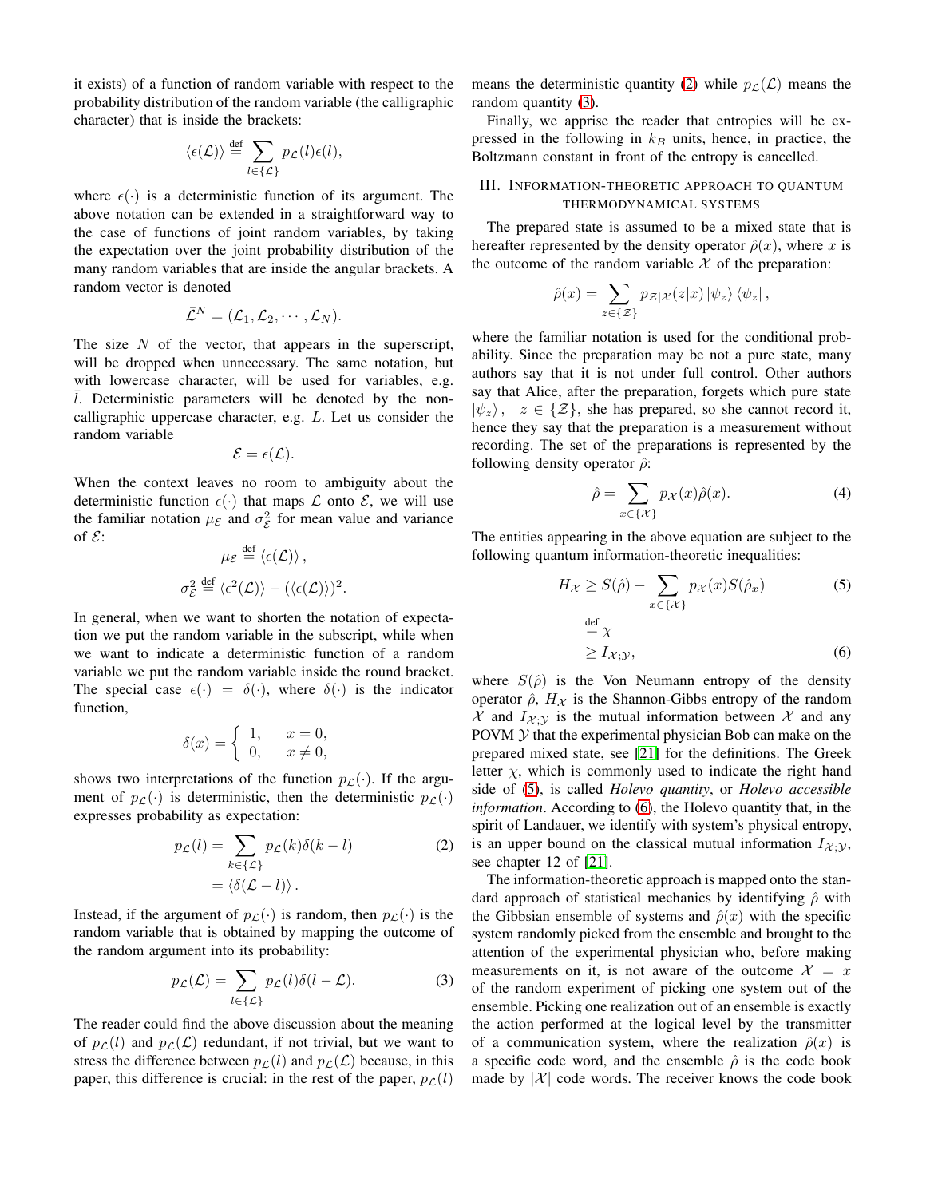it exists) of a function of random variable with respect to the probability distribution of the random variable (the calligraphic character) that is inside the brackets:

$$\langle \epsilon(\mathcal{L}) \rangle \stackrel{\text{def}}{=} \sum_{l \in \{\mathcal{L}\}} p_{\mathcal{L}}(l)\epsilon(l),$$

where $\epsilon(\cdot)$ is a deterministic function of its argument. The above notation can be extended in a straightforward way to the case of functions of joint random variables, by taking the expectation over the joint probability distribution of the many random variables that are inside the angular brackets. A random vector is denoted

$$\bar{\mathcal{L}}^N = (\mathcal{L}_1, \mathcal{L}_2, \cdots, \mathcal{L}_N).$$

The size $N$ of the vector, that appears in the superscript, will be dropped when unnecessary. The same notation, but with lowercase character, will be used for variables, e.g. $\bar{l}$. Deterministic parameters will be denoted by the non-calligraphic uppercase character, e.g. $L$. Let us consider the random variable

$$\mathcal{E} = \epsilon(\mathcal{L}).$$

When the context leaves no room to ambiguity about the deterministic function $\epsilon(\cdot)$ that maps $\mathcal{L}$ onto $\mathcal{E}$, we will use the familiar notation $\mu_{\mathcal{E}}$ and $\sigma^2_{\mathcal{E}}$ for mean value and variance of $\mathcal{E}$:

$$\mu_{\mathcal{E}} \stackrel{\text{def}}{=} \langle \epsilon(\mathcal{L}) \rangle,$$

$$\sigma^2_{\mathcal{E}} \stackrel{\text{def}}{=} \langle \epsilon^2(\mathcal{L}) \rangle - (\langle \epsilon(\mathcal{L}) \rangle)^2.$$

In general, when we want to shorten the notation of expectation we put the random variable in the subscript, while when we want to indicate a deterministic function of a random variable we put the random variable inside the round bracket. The special case $\epsilon(\cdot) = \delta(\cdot)$, where $\delta(\cdot)$ is the indicator function,

$$\delta(x) = \begin{cases} 1, & x = 0, \\ 0, & x \neq 0, \end{cases}$$

shows two interpretations of the function $p_{\mathcal{L}}(\cdot)$. If the argument of $p_{\mathcal{L}}(\cdot)$ is deterministic, then the deterministic $p_{\mathcal{L}}(\cdot)$ expresses probability as expectation:

$$\begin{aligned} p_{\mathcal{L}}(l) &= \sum_{k \in \{\mathcal{L}\}} p_{\mathcal{L}}(k)\delta(k - l) \\ &= \langle \delta(\mathcal{L} - l) \rangle. \end{aligned} \tag{2}$$

Instead, if the argument of $p_{\mathcal{L}}(\cdot)$ is random, then $p_{\mathcal{L}}(\cdot)$ is the random variable that is obtained by mapping the outcome of the random argument into its probability:

$$p_{\mathcal{L}}(\mathcal{L}) = \sum_{l \in \{\mathcal{L}\}} p_{\mathcal{L}}(l)\delta(l - \mathcal{L}). \tag{3}$$

The reader could find the above discussion about the meaning of $p_{\mathcal{L}}(l)$ and $p_{\mathcal{L}}(\mathcal{L})$ redundant, if not trivial, but we want to stress the difference between $p_{\mathcal{L}}(l)$ and $p_{\mathcal{L}}(\mathcal{L})$ because, in this paper, this difference is crucial: in the rest of the paper, $p_{\mathcal{L}}(l)$ means the deterministic quantity (2) while $p_{\mathcal{L}}(\mathcal{L})$ means the random quantity (3).

Finally, we apprise the reader that entropies will be expressed in the following in $k_B$ units, hence, in practice, the Boltzmann constant in front of the entropy is cancelled.

## III. Information-theoretic approach to quantum thermodynamical systems

The prepared state is assumed to be a mixed state that is hereafter represented by the density operator $\hat{\rho}(x)$, where $x$ is the outcome of the random variable $\mathcal{X}$ of the preparation:

$$\hat{\rho}(x) = \sum_{z \in \{\mathcal{Z}\}} p_{\mathcal{Z}|\mathcal{X}}(z|x) |\psi_z\rangle \langle\psi_z|,$$

where the familiar notation is used for the conditional probability. Since the preparation may be not a pure state, many authors say that it is not under full control. Other authors say that Alice, after the preparation, forgets which pure state $|\psi_z\rangle$, $z \in \{\mathcal{Z}\}$, she has prepared, so she cannot record it, hence they say that the preparation is a measurement without recording. The set of the preparations is represented by the following density operator $\hat{\rho}$:

$$\hat{\rho} = \sum_{x \in \{\mathcal{X}\}} p_{\mathcal{X}}(x)\hat{\rho}(x). \tag{4}$$

The entities appearing in the above equation are subject to the following quantum information-theoretic inequalities:

$$H_{\mathcal{X}} \geq S(\hat{\rho}) - \sum_{x \in \{\mathcal{X}\}} p_{\mathcal{X}}(x)S(\hat{\rho}_x) \tag{5}$$

$$\stackrel{\text{def}}{=} \chi$$

$$\geq I_{\mathcal{X};\mathcal{Y}}, \tag{6}$$

where $S(\hat{\rho})$ is the Von Neumann entropy of the density operator $\hat{\rho}$, $H_{\mathcal{X}}$ is the Shannon-Gibbs entropy of the random $\mathcal{X}$ and $I_{\mathcal{X};\mathcal{Y}}$ is the mutual information between $\mathcal{X}$ and any POVM $\mathcal{Y}$ that the experimental physician Bob can make on the prepared mixed state, see [21] for the definitions. The Greek letter $\chi$, which is commonly used to indicate the right hand side of (5), is called *Holevo quantity*, or *Holevo accessible information*. According to (6), the Holevo quantity that, in the spirit of Landauer, we identify with system's physical entropy, is an upper bound on the classical mutual information $I_{\mathcal{X};\mathcal{Y}}$, see chapter 12 of [21].

The information-theoretic approach is mapped onto the standard approach of statistical mechanics by identifying $\hat{\rho}$ with the Gibbsian ensemble of systems and $\hat{\rho}(x)$ with the specific system randomly picked from the ensemble and brought to the attention of the experimental physician who, before making measurements on it, is not aware of the outcome $\mathcal{X} = x$ of the random experiment of picking one system out of the ensemble. Picking one realization out of an ensemble is exactly the action performed at the logical level by the transmitter of a communication system, where the realization $\hat{\rho}(x)$ is a specific code word, and the ensemble $\hat{\rho}$ is the code book made by $|\mathcal{X}|$ code words. The receiver knows the code book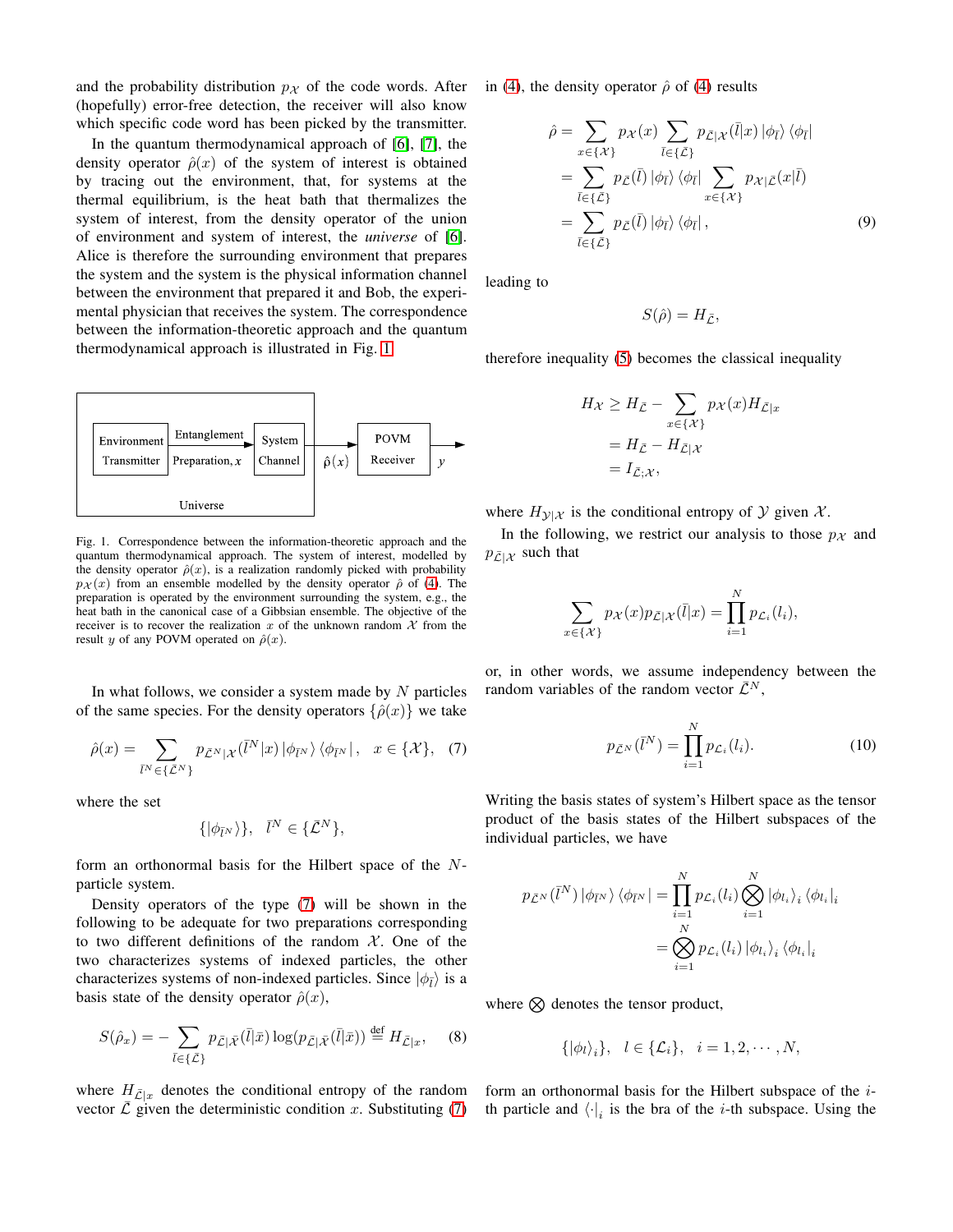and the probability distribution $p_{\mathcal{X}}$ of the code words. After (hopefully) error-free detection, the receiver will also know which specific code word has been picked by the transmitter.

In the quantum thermodynamical approach of [6], [7], the density operator $\hat{\rho}(x)$ of the system of interest is obtained by tracing out the environment, that, for systems at the thermal equilibrium, is the heat bath that thermalizes the system of interest, from the density operator of the union of environment and system of interest, the ***universe*** of [6]. Alice is therefore the surrounding environment that prepares the system and the system is the physical information channel between the environment that prepared it and Bob, the experimental physician that receives the system. The correspondence between the information-theoretic approach and the quantum thermodynamical approach is illustrated in Fig. 1.

| Environment Transmitter | Entanglement Preparation, $x$ | System Channel | $\hat{\rho}(x)$ | POVM Receiver | $y$ |
|---|---|---|---|---|---|
| Universe | | | | | |

Fig. 1. Correspondence between the information-theoretic approach and the quantum thermodynamical approach. The system of interest, modelled by the density operator $\hat{\rho}(x)$, is a realization randomly picked with probability $p_{\mathcal{X}}(x)$ from an ensemble modelled by the density operator $\hat{\rho}$ of (4). The preparation is operated by the environment surrounding the system, e.g., the heat bath in the canonical case of a Gibbsian ensemble. The objective of the receiver is to recover the realization $x$ of the unknown random $\mathcal{X}$ from the result $y$ of any POVM operated on $\hat{\rho}(x)$.

In what follows, we consider a system made by $N$ particles of the same species. For the density operators $\{\hat{\rho}(x)\}$ we take

$$\hat{\rho}(x) = \sum_{\bar{l}^N \in \{\bar{\mathcal{L}}^N\}} p_{\bar{\mathcal{L}}^N|\mathcal{X}}(\bar{l}^N|x) \left|\phi_{\bar{l}^N}\right\rangle \left\langle\phi_{\bar{l}^N}\right|, \quad x \in \{\mathcal{X}\}, \tag{7}$$

where the set

$$\{|\phi_{\bar{l}^N}\rangle\}, \quad \bar{l}^N \in \{\bar{\mathcal{L}}^N\},$$

form an orthonormal basis for the Hilbert space of the $N$-particle system.

Density operators of the type (7) will be shown in the following to be adequate for two preparations corresponding to two different definitions of the random $\mathcal{X}$. One of the two characterizes systems of indexed particles, the other characterizes systems of non-indexed particles. Since $|\phi_{\bar{l}}\rangle$ is a basis state of the density operator $\hat{\rho}(x)$,

$$S(\hat{\rho}_x) = -\sum_{\bar{l} \in \{\bar{\mathcal{L}}\}} p_{\bar{\mathcal{L}}|\bar{\mathcal{X}}}(\bar{l}|\bar{x}) \log(p_{\bar{\mathcal{L}}|\bar{\mathcal{X}}}(\bar{l}|\bar{x})) \stackrel{\text{def}}{=} H_{\bar{\mathcal{L}}|x}, \tag{8}$$

where $H_{\bar{\mathcal{L}}|x}$ denotes the conditional entropy of the random vector $\bar{\mathcal{L}}$ given the deterministic condition $x$. Substituting (7) in (4), the density operator $\hat{\rho}$ of (4) results

$$\begin{aligned}
\hat{\rho} &= \sum_{x \in \{\mathcal{X}\}} p_{\mathcal{X}}(x) \sum_{\bar{l} \in \{\bar{\mathcal{L}}\}} p_{\bar{\mathcal{L}}|\mathcal{X}}(\bar{l}|x) \left|\phi_{\bar{l}}\right\rangle \left\langle\phi_{\bar{l}}\right| \\
&= \sum_{\bar{l} \in \{\bar{\mathcal{L}}\}} p_{\bar{\mathcal{L}}}(\bar{l}) \left|\phi_{\bar{l}}\right\rangle \left\langle\phi_{\bar{l}}\right| \sum_{x \in \{\mathcal{X}\}} p_{\mathcal{X}|\bar{\mathcal{L}}}(x|\bar{l}) \\
&= \sum_{\bar{l} \in \{\bar{\mathcal{L}}\}} p_{\bar{\mathcal{L}}}(\bar{l}) \left|\phi_{\bar{l}}\right\rangle \left\langle\phi_{\bar{l}}\right|,
\end{aligned} \tag{9}$$

leading to

$$S(\hat{\rho}) = H_{\bar{\mathcal{L}}},$$

therefore inequality (5) becomes the classical inequality

$$\begin{aligned}
H_{\mathcal{X}} &\geq H_{\bar{\mathcal{L}}} - \sum_{x \in \{\mathcal{X}\}} p_{\mathcal{X}}(x) H_{\bar{\mathcal{L}}|x} \\
&= H_{\bar{\mathcal{L}}} - H_{\bar{\mathcal{L}}|\mathcal{X}} \\
&= I_{\bar{\mathcal{L}};\mathcal{X}},
\end{aligned}$$

where $H_{\mathcal{Y}|\mathcal{X}}$ is the conditional entropy of $\mathcal{Y}$ given $\mathcal{X}$.

In the following, we restrict our analysis to those $p_{\mathcal{X}}$ and $p_{\bar{\mathcal{L}}|\mathcal{X}}$ such that

$$\sum_{x \in \{\mathcal{X}\}} p_{\mathcal{X}}(x) p_{\bar{\mathcal{L}}|\mathcal{X}}(\bar{l}|x) = \prod_{i=1}^{N} p_{\mathcal{L}_i}(l_i),$$

or, in other words, we assume independency between the random variables of the random vector $\bar{\mathcal{L}}^N$,

$$p_{\bar{\mathcal{L}}^N}(\bar{l}^N) = \prod_{i=1}^{N} p_{\mathcal{L}_i}(l_i). \tag{10}$$

Writing the basis states of system's Hilbert space as the tensor product of the basis states of the Hilbert subspaces of the individual particles, we have

$$\begin{aligned}
p_{\bar{\mathcal{L}}^N}(\bar{l}^N) \left|\phi_{\bar{l}^N}\right\rangle \left\langle\phi_{\bar{l}^N}\right| &= \prod_{i=1}^{N} p_{\mathcal{L}_i}(l_i) \bigotimes_{i=1}^{N} \left|\phi_{l_i}\right\rangle_i \left\langle\phi_{l_i}\right|_i \\
&= \bigotimes_{i=1}^{N} p_{\mathcal{L}_i}(l_i) \left|\phi_{l_i}\right\rangle_i \left\langle\phi_{l_i}\right|_i
\end{aligned}$$

where $\bigotimes$ denotes the tensor product,

$$\{|\phi_l\rangle_i\}, \quad l \in \{\mathcal{L}_i\}, \quad i = 1, 2, \cdots, N,$$

form an orthonormal basis for the Hilbert subspace of the $i$-th particle and $\langle\cdot|_i$ is the bra of the $i$-th subspace. Using the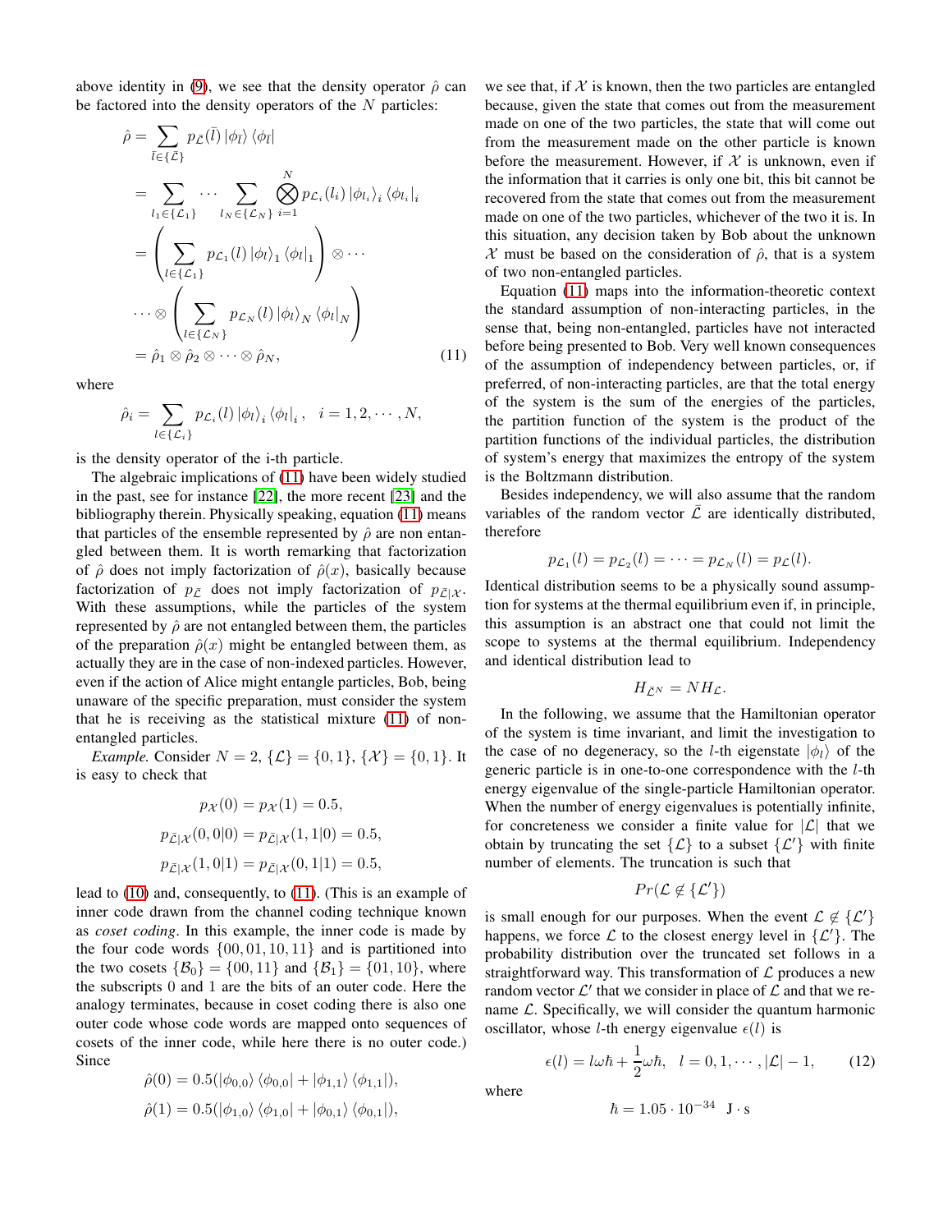above identity in (9), we see that the density operator $\hat{\rho}$ can be factored into the density operators of the $N$ particles:

$$
\begin{aligned}
\hat{\rho} &= \sum_{\bar{l}\in\{\bar{\mathcal{L}}\}} p_{\bar{\mathcal{L}}}(\bar{l}) \left|\phi_{\bar{l}}\right\rangle \left\langle\phi_{\bar{l}}\right| \\
&= \sum_{l_1\in\{\mathcal{L}_1\}} \cdots \sum_{l_N\in\{\mathcal{L}_N\}} \bigotimes_{i=1}^{N} p_{\mathcal{L}_i}(l_i) \left|\phi_{l_i}\right\rangle_i \left\langle\phi_{l_i}\right|_i \\
&= \left(\sum_{l\in\{\mathcal{L}_1\}} p_{\mathcal{L}_1}(l) \left|\phi_l\right\rangle_1 \left\langle\phi_l\right|_1\right) \otimes \cdots \\
&\cdots \otimes \left(\sum_{l\in\{\mathcal{L}_N\}} p_{\mathcal{L}_N}(l) \left|\phi_l\right\rangle_N \left\langle\phi_l\right|_N\right) \\
&= \hat{\rho}_1 \otimes \hat{\rho}_2 \otimes \cdots \otimes \hat{\rho}_N,
\end{aligned}
\tag{11}
$$

where

$$
\hat{\rho}_i = \sum_{l\in\{\mathcal{L}_i\}} p_{\mathcal{L}_i}(l) \left|\phi_l\right\rangle_i \left\langle\phi_l\right|_i, \quad i = 1, 2, \cdots, N,
$$

is the density operator of the i-th particle.

The algebraic implications of (11) have been widely studied in the past, see for instance [22], the more recent [23] and the bibliography therein. Physically speaking, equation (11) means that particles of the ensemble represented by $\hat{\rho}$ are not entangled between them. It is worth remarking that factorization of $\hat{\rho}$ does not imply factorization of $\hat{\rho}(x)$, basically because factorization of $p_{\bar{\mathcal{L}}}$ does not imply factorization of $p_{\bar{\mathcal{L}}|\mathcal{X}}$. With these assumptions, while the particles of the system represented by $\hat{\rho}$ are not entangled between them, the particles of the preparation $\hat{\rho}(x)$ might be entangled between them, as actually they are in the case of non-indexed particles. However, even if the action of Alice might entangle particles, Bob, being unaware of the specific preparation, must consider the system that he is receiving as the statistical mixture (11) of non-entangled particles.

*Example.* Consider $N = 2$, $\{\mathcal{L}\} = \{0, 1\}$, $\{\mathcal{X}\} = \{0, 1\}$. It is easy to check that

$$
\begin{aligned}
p_{\mathcal{X}}(0) = p_{\mathcal{X}}(1) &= 0.5, \\
p_{\bar{\mathcal{L}}|\mathcal{X}}(0, 0|0) = p_{\bar{\mathcal{L}}|\mathcal{X}}(1, 1|0) &= 0.5, \\
p_{\bar{\mathcal{L}}|\mathcal{X}}(1, 0|1) = p_{\bar{\mathcal{L}}|\mathcal{X}}(0, 1|1) &= 0.5,
\end{aligned}
$$

lead to (10) and, consequently, to (11). (This is an example of inner code drawn from the channel coding technique known as *coset coding*. In this example, the inner code is made by the four code words $\{00, 01, 10, 11\}$ and is partitioned into the two cosets $\{\mathcal{B}_0\} = \{00, 11\}$ and $\{\mathcal{B}_1\} = \{01, 10\}$, where the subscripts 0 and 1 are the bits of an outer code. Here the analogy terminates, because in coset coding there is also one outer code whose code words are mapped onto sequences of cosets of the inner code, while here there is no outer code.) Since

$$
\begin{aligned}
\hat{\rho}(0) &= 0.5(\left|\phi_{0,0}\right\rangle \left\langle\phi_{0,0}\right| + \left|\phi_{1,1}\right\rangle \left\langle\phi_{1,1}\right|), \\
\hat{\rho}(1) &= 0.5(\left|\phi_{1,0}\right\rangle \left\langle\phi_{1,0}\right| + \left|\phi_{0,1}\right\rangle \left\langle\phi_{0,1}\right|),
\end{aligned}
$$

we see that, if $\mathcal{X}$ is known, then the two particles are entangled because, given the state that comes out from the measurement made on one of the two particles, the state that will come out from the measurement made on the other particle is known before the measurement. However, if $\mathcal{X}$ is unknown, even if the information that it carries is only one bit, this bit cannot be recovered from the state that comes out from the measurement made on one of the two particles, whichever of the two it is. In this situation, any decision taken by Bob about the unknown $\mathcal{X}$ must be based on the consideration of $\hat{\rho}$, that is a system of two non-entangled particles.

Equation (11) maps into the information-theoretic context the standard assumption of non-interacting particles, in the sense that, being non-entangled, particles have not interacted before being presented to Bob. Very well known consequences of the assumption of independency between particles, or, if preferred, of non-interacting particles, are that the total energy of the system is the sum of the energies of the particles, the partition function of the system is the product of the partition functions of the individual particles, the distribution of system's energy that maximizes the entropy of the system is the Boltzmann distribution.

Besides independency, we will also assume that the random variables of the random vector $\bar{\mathcal{L}}$ are identically distributed, therefore

$$
p_{\mathcal{L}_1}(l) = p_{\mathcal{L}_2}(l) = \cdots = p_{\mathcal{L}_N}(l) = p_{\mathcal{L}}(l).
$$

Identical distribution seems to be a physically sound assumption for systems at the thermal equilibrium even if, in principle, this assumption is an abstract one that could not limit the scope to systems at the thermal equilibrium. Independency and identical distribution lead to

$$
H_{\bar{\mathcal{L}}^N} = N H_{\mathcal{L}}.
$$

In the following, we assume that the Hamiltonian operator of the system is time invariant, and limit the investigation to the case of no degeneracy, so the $l$-th eigenstate $|\phi_l\rangle$ of the generic particle is in one-to-one correspondence with the $l$-th energy eigenvalue of the single-particle Hamiltonian operator. When the number of energy eigenvalues is potentially infinite, for concreteness we consider a finite value for $|\mathcal{L}|$ that we obtain by truncating the set $\{\mathcal{L}\}$ to a subset $\{\mathcal{L}'\}$ with finite number of elements. The truncation is such that

$$
Pr(\mathcal{L} \notin \{\mathcal{L}'\})
$$

is small enough for our purposes. When the event $\mathcal{L} \notin \{\mathcal{L}'\}$ happens, we force $\mathcal{L}$ to the closest energy level in $\{\mathcal{L}'\}$. The probability distribution over the truncated set follows in a straightforward way. This transformation of $\mathcal{L}$ produces a new random vector $\mathcal{L}'$ that we consider in place of $\mathcal{L}$ and that we rename $\mathcal{L}$. Specifically, we will consider the quantum harmonic oscillator, whose $l$-th energy eigenvalue $\epsilon(l)$ is

$$
\epsilon(l) = l\omega\hbar + \frac{1}{2}\omega\hbar, \quad l = 0, 1, \cdots, |\mathcal{L}| - 1, \tag{12}
$$

where

$$
\hbar = 1.05 \cdot 10^{-34} \quad \mathrm{J \cdot s}
$$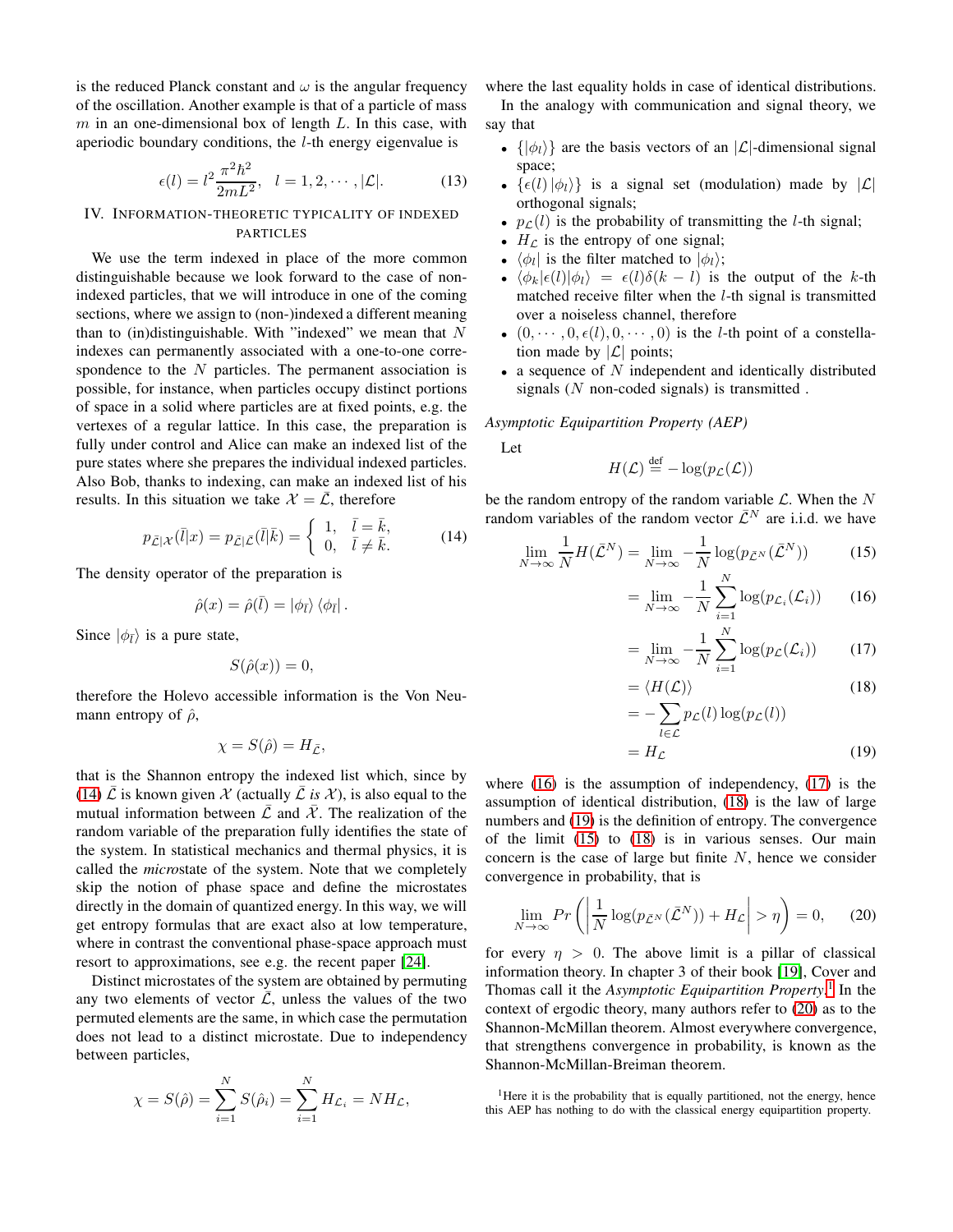is the reduced Planck constant and $\omega$ is the angular frequency of the oscillation. Another example is that of a particle of mass $m$ in an one-dimensional box of length $L$. In this case, with aperiodic boundary conditions, the $l$-th energy eigenvalue is

$$\epsilon(l) = l^2 \frac{\pi^2 \hbar^2}{2mL^2}, \quad l = 1, 2, \cdots, |\mathcal{L}|. \tag{13}$$

## IV. Information-theoretic typicality of indexed particles

We use the term indexed in place of the more common distinguishable because we look forward to the case of non-indexed particles, that we will introduce in one of the coming sections, where we assign to (non-)indexed a different meaning than to (in)distinguishable. With "indexed" we mean that $N$ indexes can permanently associated with a one-to-one correspondence to the $N$ particles. The permanent association is possible, for instance, when particles occupy distinct portions of space in a solid where particles are at fixed points, e.g. the vertexes of a regular lattice. In this case, the preparation is fully under control and Alice can make an indexed list of the pure states where she prepares the individual indexed particles. Also Bob, thanks to indexing, can make an indexed list of his results. In this situation we take $\mathcal{X} = \bar{\mathcal{L}}$, therefore

$$p_{\bar{\mathcal{L}}|\mathcal{X}}(\bar{l}|x) = p_{\bar{\mathcal{L}}|\bar{\mathcal{L}}}(\bar{l}|\bar{k}) = \begin{cases} 1, & \bar{l} = \bar{k}, \\ 0, & \bar{l} \neq \bar{k}. \end{cases} \tag{14}$$

The density operator of the preparation is

$$\hat{\rho}(x) = \hat{\rho}(\bar{l}) = |\phi_{\bar{l}}\rangle \langle \phi_{\bar{l}}| \,.$$

Since $|\phi_{\bar{l}}\rangle$ is a pure state,

$$S(\hat{\rho}(x)) = 0,$$

therefore the Holevo accessible information is the Von Neumann entropy of $\hat{\rho}$,

$$\chi = S(\hat{\rho}) = H_{\bar{\mathcal{L}}},$$

that is the Shannon entropy the indexed list which, since by (14) $\bar{\mathcal{L}}$ is known given $\mathcal{X}$ (actually $\bar{\mathcal{L}}$ *is* $\mathcal{X}$), is also equal to the mutual information between $\bar{\mathcal{L}}$ and $\bar{\mathcal{X}}$. The realization of the random variable of the preparation fully identifies the state of the system. In statistical mechanics and thermal physics, it is called the *micro*state of the system. Note that we completely skip the notion of phase space and define the microstates directly in the domain of quantized energy. In this way, we will get entropy formulas that are exact also at low temperature, where in contrast the conventional phase-space approach must resort to approximations, see e.g. the recent paper [24].

Distinct microstates of the system are obtained by permuting any two elements of vector $\bar{\mathcal{L}}$, unless the values of the two permuted elements are the same, in which case the permutation does not lead to a distinct microstate. Due to independency between particles,

$$\chi = S(\hat{\rho}) = \sum_{i=1}^{N} S(\hat{\rho}_i) = \sum_{i=1}^{N} H_{\mathcal{L}_i} = N H_{\mathcal{L}},$$

where the last equality holds in case of identical distributions.

In the analogy with communication and signal theory, we say that

- $\{|\phi_l\rangle\}$ are the basis vectors of an $|\mathcal{L}|$-dimensional signal space;
- $\{\epsilon(l)\,|\phi_l\rangle\}$ is a signal set (modulation) made by $|\mathcal{L}|$ orthogonal signals;
- $p_{\mathcal{L}}(l)$ is the probability of transmitting the $l$-th signal;
- $H_{\mathcal{L}}$ is the entropy of one signal;
- $\langle\phi_l|$ is the filter matched to $|\phi_l\rangle$;
- $\langle\phi_k|\epsilon(l)|\phi_l\rangle = \epsilon(l)\delta(k-l)$ is the output of the $k$-th matched receive filter when the $l$-th signal is transmitted over a noiseless channel, therefore
- $(0, \cdots, 0, \epsilon(l), 0, \cdots, 0)$ is the $l$-th point of a constellation made by $|\mathcal{L}|$ points;
- a sequence of $N$ independent and identically distributed signals ($N$ non-coded signals) is transmitted .

*Asymptotic Equipartition Property (AEP)*

Let

$$H(\mathcal{L}) \stackrel{\text{def}}{=} -\log(p_{\mathcal{L}}(\mathcal{L}))$$

be the random entropy of the random variable $\mathcal{L}$. When the $N$ random variables of the random vector $\bar{\mathcal{L}}^N$ are i.i.d. we have

$$\lim_{N\to\infty} \frac{1}{N} H(\bar{\mathcal{L}}^N) = \lim_{N\to\infty} -\frac{1}{N} \log(p_{\bar{\mathcal{L}}^N}(\bar{\mathcal{L}}^N)) \tag{15}$$

$$= \lim_{N\to\infty} -\frac{1}{N} \sum_{i=1}^{N} \log(p_{\mathcal{L}_i}(\mathcal{L}_i)) \tag{16}$$

$$= \lim_{N\to\infty} -\frac{1}{N} \sum_{i=1}^{N} \log(p_{\mathcal{L}}(\mathcal{L}_i)) \tag{17}$$

$$= \langle H(\mathcal{L}) \rangle \tag{18}$$

$$= -\sum_{l\in\mathcal{L}} p_{\mathcal{L}}(l) \log(p_{\mathcal{L}}(l))$$

$$= H_{\mathcal{L}} \tag{19}$$

where (16) is the assumption of independency, (17) is the assumption of identical distribution, (18) is the law of large numbers and (19) is the definition of entropy. The convergence of the limit (15) to (18) is in various senses. Our main concern is the case of large but finite $N$, hence we consider convergence in probability, that is

$$\lim_{N\to\infty} Pr\left(\left|\frac{1}{N}\log(p_{\bar{\mathcal{L}}^N}(\bar{\mathcal{L}}^N)) + H_{\mathcal{L}}\right| > \eta\right) = 0, \tag{20}$$

for every $\eta > 0$. The above limit is a pillar of classical information theory. In chapter 3 of their book [19], Cover and Thomas call it the *Asymptotic Equipartition Property*.[1] In the context of ergodic theory, many authors refer to (20) as to the Shannon-McMillan theorem. Almost everywhere convergence, that strengthens convergence in probability, is known as the Shannon-McMillan-Breiman theorem.

[1] Here it is the probability that is equally partitioned, not the energy, hence this AEP has nothing to do with the classical energy equipartition property.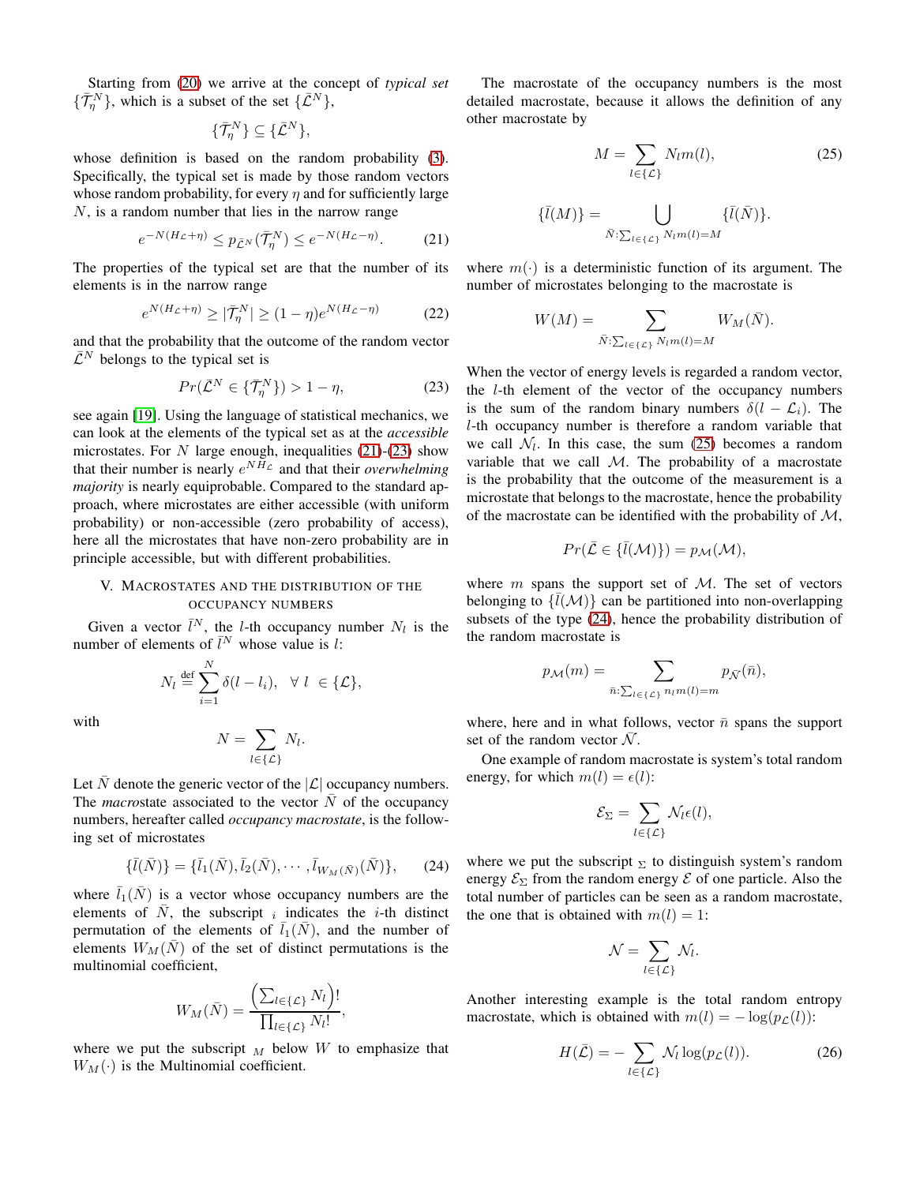Starting from (20) we arrive at the concept of *typical set* $\{\bar{\mathcal{T}}_\eta^N\}$, which is a subset of the set $\{\bar{\mathcal{L}}^N\}$,

$$\{\bar{\mathcal{T}}_\eta^N\} \subseteq \{\bar{\mathcal{L}}^N\},$$

whose definition is based on the random probability (3). Specifically, the typical set is made by those random vectors whose random probability, for every $\eta$ and for sufficiently large $N$, is a random number that lies in the narrow range

$$e^{-N(H_{\mathcal{L}}+\eta)} \leq p_{\bar{\mathcal{L}}^N}(\bar{\mathcal{T}}_\eta^N) \leq e^{-N(H_{\mathcal{L}}-\eta)}. \tag{21}$$

The properties of the typical set are that the number of its elements is in the narrow range

$$e^{N(H_{\mathcal{L}}+\eta)} \geq |\bar{\mathcal{T}}_\eta^N| \geq (1-\eta)e^{N(H_{\mathcal{L}}-\eta)} \tag{22}$$

and that the probability that the outcome of the random vector $\bar{\mathcal{L}}^N$ belongs to the typical set is

$$Pr(\bar{\mathcal{L}}^N \in \{\bar{\mathcal{T}}_\eta^N\}) > 1-\eta, \tag{23}$$

see again [19]. Using the language of statistical mechanics, we can look at the elements of the typical set as at the *accessible* microstates. For $N$ large enough, inequalities (21)-(23) show that their number is nearly $e^{NH_{\mathcal{L}}}$ and that their *overwhelming majority* is nearly equiprobable. Compared to the standard approach, where microstates are either accessible (with uniform probability) or non-accessible (zero probability of access), here all the microstates that have non-zero probability are in principle accessible, but with different probabilities.

## V. Macrostates and the distribution of the occupancy numbers

Given a vector $\bar{l}^N$, the $l$-th occupancy number $N_l$ is the number of elements of $\bar{l}^N$ whose value is $l$:

$$N_l \stackrel{\text{def}}{=} \sum_{i=1}^{N} \delta(l-l_i), \quad \forall\ l\ \in \{\mathcal{L}\},$$

with

$$N = \sum_{l\in\{\mathcal{L}\}} N_l.$$

Let $\bar{N}$ denote the generic vector of the $|\mathcal{L}|$ occupancy numbers. The *macro*state associated to the vector $\bar{N}$ of the occupancy numbers, hereafter called *occupancy macrostate*, is the following set of microstates

$$\{\bar{l}(\bar{N})\} = \{\bar{l}_1(\bar{N}), \bar{l}_2(\bar{N}), \cdots, \bar{l}_{W_M(\bar{N})}(\bar{N})\}, \tag{24}$$

where $\bar{l}_1(\bar{N})$ is a vector whose occupancy numbers are the elements of $\bar{N}$, the subscript $_i$ indicates the $i$-th distinct permutation of the elements of $\bar{l}_1(\bar{N})$, and the number of elements $W_M(\bar{N})$ of the set of distinct permutations is the multinomial coefficient,

$$W_M(\bar{N}) = \frac{\left(\sum_{l\in\{\mathcal{L}\}} N_l\right)!}{\prod_{l\in\{\mathcal{L}\}} N_l!},$$

where we put the subscript $_M$ below $W$ to emphasize that $W_M(\cdot)$ is the Multinomial coefficient.

The macrostate of the occupancy numbers is the most detailed macrostate, because it allows the definition of any other macrostate by

$$M = \sum_{l\in\{\mathcal{L}\}} N_l m(l), \tag{25}$$

$$\{\bar{l}(M)\} = \bigcup_{\bar{N}:\sum_{l\in\{\mathcal{L}\}} N_l m(l)=M} \{\bar{l}(\bar{N})\}.$$

where $m(\cdot)$ is a deterministic function of its argument. The number of microstates belonging to the macrostate is

$$W(M) = \sum_{\bar{N}:\sum_{l\in\{\mathcal{L}\}} N_l m(l)=M} W_M(\bar{N}).$$

When the vector of energy levels is regarded a random vector, the $l$-th element of the vector of the occupancy numbers is the sum of the random binary numbers $\delta(l-\mathcal{L}_i)$. The $l$-th occupancy number is therefore a random variable that we call $\mathcal{N}_l$. In this case, the sum (25) becomes a random variable that we call $\mathcal{M}$. The probability of a macrostate is the probability that the outcome of the measurement is a microstate that belongs to the macrostate, hence the probability of the macrostate can be identified with the probability of $\mathcal{M}$,

$$Pr(\bar{\mathcal{L}} \in \{\bar{l}(\mathcal{M})\}) = p_{\mathcal{M}}(\mathcal{M}),$$

where $m$ spans the support set of $\mathcal{M}$. The set of vectors belonging to $\{\bar{l}(\mathcal{M})\}$ can be partitioned into non-overlapping subsets of the type (24), hence the probability distribution of the random macrostate is

$$p_{\mathcal{M}}(m) = \sum_{\bar{n}:\sum_{l\in\{\mathcal{L}\}} n_l m(l)=m} p_{\bar{\mathcal{N}}}(\bar{n}),$$

where, here and in what follows, vector $\bar{n}$ spans the support set of the random vector $\bar{\mathcal{N}}$.

One example of random macrostate is system's total random energy, for which $m(l) = \epsilon(l)$:

$$\mathcal{E}_\Sigma = \sum_{l\in\{\mathcal{L}\}} \mathcal{N}_l \epsilon(l),$$

where we put the subscript $_\Sigma$ to distinguish system's random energy $\mathcal{E}_\Sigma$ from the random energy $\mathcal{E}$ of one particle. Also the total number of particles can be seen as a random macrostate, the one that is obtained with $m(l) = 1$:

$$\mathcal{N} = \sum_{l\in\{\mathcal{L}\}} \mathcal{N}_l.$$

Another interesting example is the total random entropy macrostate, which is obtained with $m(l) = -\log(p_{\mathcal{L}}(l))$:

$$H(\bar{\mathcal{L}}) = -\sum_{l\in\{\mathcal{L}\}} \mathcal{N}_l \log(p_{\mathcal{L}}(l)). \tag{26}$$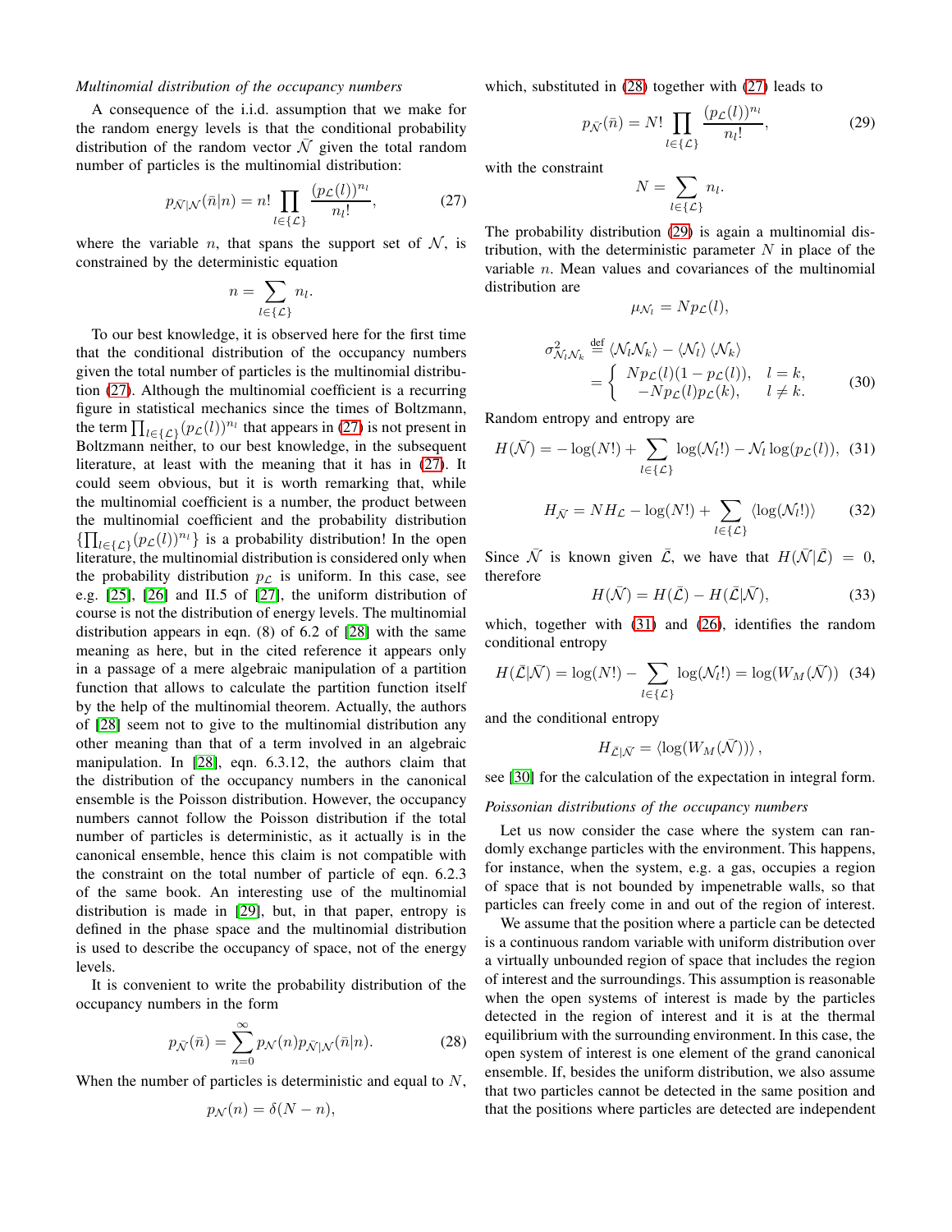*Multinomial distribution of the occupancy numbers*

A consequence of the i.i.d. assumption that we make for the random energy levels is that the conditional probability distribution of the random vector $\bar{\mathcal{N}}$ given the total random number of particles is the multinomial distribution:

$$p_{\bar{\mathcal{N}}|\mathcal{N}}(\bar{n}|n) = n! \prod_{l \in \{\mathcal{L}\}} \frac{(p_{\mathcal{L}}(l))^{n_l}}{n_l!}, \tag{27}$$

where the variable $n$, that spans the support set of $\mathcal{N}$, is constrained by the deterministic equation

$$n = \sum_{l \in \{\mathcal{L}\}} n_l.$$

To our best knowledge, it is observed here for the first time that the conditional distribution of the occupancy numbers given the total number of particles is the multinomial distribution (27). Although the multinomial coefficient is a recurring figure in statistical mechanics since the times of Boltzmann, the term $\prod_{l\in\{\mathcal{L}\}}(p_{\mathcal{L}}(l))^{n_l}$ that appears in (27) is not present in Boltzmann neither, to our best knowledge, in the subsequent literature, at least with the meaning that it has in (27). It could seem obvious, but it is worth remarking that, while the multinomial coefficient is a number, the product between the multinomial coefficient and the probability distribution $\{\prod_{l\in\{\mathcal{L}\}}(p_{\mathcal{L}}(l))^{n_l}\}$ is a probability distribution! In the open literature, the multinomial distribution is considered only when the probability distribution $p_{\mathcal{L}}$ is uniform. In this case, see e.g. [25], [26] and II.5 of [27], the uniform distribution of course is not the distribution of energy levels. The multinomial distribution appears in eqn. (8) of 6.2 of [28] with the same meaning as here, but in the cited reference it appears only in a passage of a mere algebraic manipulation of a partition function that allows to calculate the partition function itself by the help of the multinomial theorem. Actually, the authors of [28] seem not to give to the multinomial distribution any other meaning than that of a term involved in an algebraic manipulation. In [28], eqn. 6.3.12, the authors claim that the distribution of the occupancy numbers in the canonical ensemble is the Poisson distribution. However, the occupancy numbers cannot follow the Poisson distribution if the total number of particles is deterministic, as it actually is in the canonical ensemble, hence this claim is not compatible with the constraint on the total number of particle of eqn. 6.2.3 of the same book. An interesting use of the multinomial distribution is made in [29], but, in that paper, entropy is defined in the phase space and the multinomial distribution is used to describe the occupancy of space, not of the energy levels.

It is convenient to write the probability distribution of the occupancy numbers in the form

$$p_{\bar{\mathcal{N}}}(\bar{n}) = \sum_{n=0}^{\infty} p_{\mathcal{N}}(n) p_{\bar{\mathcal{N}}|\mathcal{N}}(\bar{n}|n). \tag{28}$$

When the number of particles is deterministic and equal to $N$,

$$p_{\mathcal{N}}(n) = \delta(N - n),$$

which, substituted in (28) together with (27) leads to

$$p_{\bar{\mathcal{N}}}(\bar{n}) = N! \prod_{l \in \{\mathcal{L}\}} \frac{(p_{\mathcal{L}}(l))^{n_l}}{n_l!}, \tag{29}$$

with the constraint

$$N = \sum_{l \in \{\mathcal{L}\}} n_l.$$

The probability distribution (29) is again a multinomial distribution, with the deterministic parameter $N$ in place of the variable $n$. Mean values and covariances of the multinomial distribution are

$$\mu_{\mathcal{N}_l} = N p_{\mathcal{L}}(l),$$

$$\sigma^2_{\mathcal{N}_l\mathcal{N}_k} \stackrel{\text{def}}{=} \langle \mathcal{N}_l \mathcal{N}_k \rangle - \langle \mathcal{N}_l \rangle \langle \mathcal{N}_k \rangle = \begin{cases} N p_{\mathcal{L}}(l)(1 - p_{\mathcal{L}}(l)), & l = k, \\ -N p_{\mathcal{L}}(l) p_{\mathcal{L}}(k), & l \neq k. \end{cases} \tag{30}$$

Random entropy and entropy are

$$H(\bar{\mathcal{N}}) = -\log(N!) + \sum_{l \in \{\mathcal{L}\}} \log(\mathcal{N}_l!) - \mathcal{N}_l \log(p_{\mathcal{L}}(l)), \tag{31}$$

$$H_{\bar{\mathcal{N}}} = N H_{\mathcal{L}} - \log(N!) + \sum_{l \in \{\mathcal{L}\}} \langle \log(\mathcal{N}_l!) \rangle \tag{32}$$

Since $\bar{\mathcal{N}}$ is known given $\bar{\mathcal{L}}$, we have that $H(\bar{\mathcal{N}}|\bar{\mathcal{L}}) = 0$, therefore

$$H(\bar{\mathcal{N}}) = H(\bar{\mathcal{L}}) - H(\bar{\mathcal{L}}|\bar{\mathcal{N}}), \tag{33}$$

which, together with (31) and (26), identifies the random conditional entropy

$$H(\bar{\mathcal{L}}|\bar{\mathcal{N}}) = \log(N!) - \sum_{l \in \{\mathcal{L}\}} \log(\mathcal{N}_l!) = \log(W_M(\bar{\mathcal{N}})) \tag{34}$$

and the conditional entropy

$$H_{\bar{\mathcal{L}}|\bar{\mathcal{N}}} = \langle \log(W_M(\bar{\mathcal{N}})) \rangle,$$

see [30] for the calculation of the expectation in integral form.

*Poissonian distributions of the occupancy numbers*

Let us now consider the case where the system can randomly exchange particles with the environment. This happens, for instance, when the system, e.g. a gas, occupies a region of space that is not bounded by impenetrable walls, so that particles can freely come in and out of the region of interest.

We assume that the position where a particle can be detected is a continuous random variable with uniform distribution over a virtually unbounded region of space that includes the region of interest and the surroundings. This assumption is reasonable when the open systems of interest is made by the particles detected in the region of interest and it is at the thermal equilibrium with the surrounding environment. In this case, the open system of interest is one element of the grand canonical ensemble. If, besides the uniform distribution, we also assume that two particles cannot be detected in the same position and that the positions where particles are detected are independent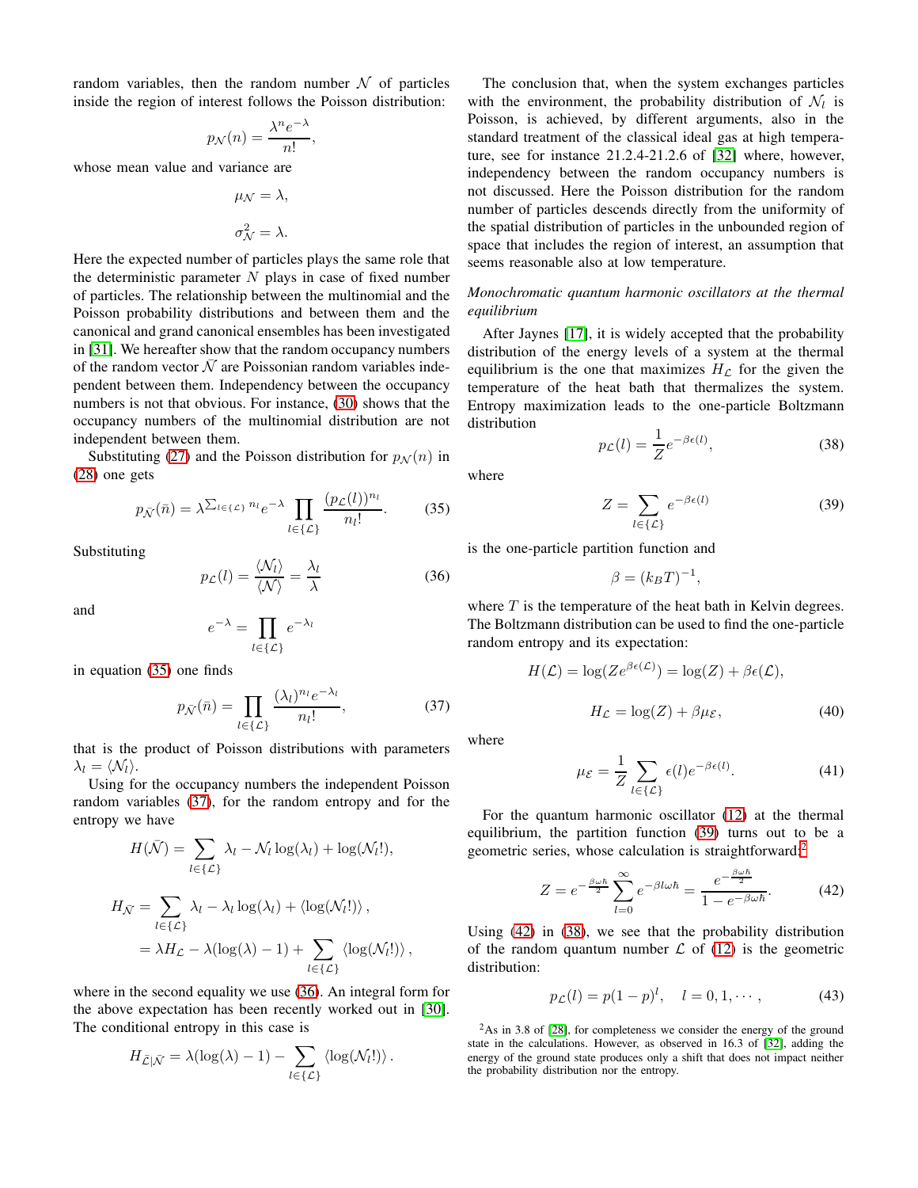random variables, then the random number $\mathcal{N}$ of particles inside the region of interest follows the Poisson distribution:

$$p_{\mathcal{N}}(n) = \frac{\lambda^n e^{-\lambda}}{n!},$$

whose mean value and variance are

$$\mu_{\mathcal{N}} = \lambda,$$

$$\sigma^2_{\mathcal{N}} = \lambda.$$

Here the expected number of particles plays the same role that the deterministic parameter $N$ plays in case of fixed number of particles. The relationship between the multinomial and the Poisson probability distributions and between them and the canonical and grand canonical ensembles has been investigated in [31]. We hereafter show that the random occupancy numbers of the random vector $\bar{\mathcal{N}}$ are Poissonian random variables independent between them. Independency between the occupancy numbers is not that obvious. For instance, (30) shows that the occupancy numbers of the multinomial distribution are not independent between them.

Substituting (27) and the Poisson distribution for $p_{\mathcal{N}}(n)$ in (28) one gets

$$p_{\bar{\mathcal{N}}}(\bar{n}) = \lambda^{\sum_{l\in\{\mathcal{L}\}} n_l} e^{-\lambda} \prod_{l\in\{\mathcal{L}\}} \frac{(p_{\mathcal{L}}(l))^{n_l}}{n_l!}. \tag{35}$$

Substituting

$$p_{\mathcal{L}}(l) = \frac{\langle \mathcal{N}_l \rangle}{\langle \mathcal{N} \rangle} = \frac{\lambda_l}{\lambda} \tag{36}$$

and

$$e^{-\lambda} = \prod_{l\in\{\mathcal{L}\}} e^{-\lambda_l}$$

in equation (35) one finds

$$p_{\bar{\mathcal{N}}}(\bar{n}) = \prod_{l\in\{\mathcal{L}\}} \frac{(\lambda_l)^{n_l} e^{-\lambda_l}}{n_l!}, \tag{37}$$

that is the product of Poisson distributions with parameters $\lambda_l = \langle \mathcal{N}_l \rangle$.

Using for the occupancy numbers the independent Poisson random variables (37), for the random entropy and for the entropy we have

$$H(\bar{\mathcal{N}}) = \sum_{l\in\{\mathcal{L}\}} \lambda_l - \mathcal{N}_l \log(\lambda_l) + \log(\mathcal{N}_l!),$$

$$\begin{aligned} H_{\bar{\mathcal{N}}} &= \sum_{l\in\{\mathcal{L}\}} \lambda_l - \lambda_l \log(\lambda_l) + \langle \log(\mathcal{N}_l!) \rangle, \\ &= \lambda H_{\mathcal{L}} - \lambda(\log(\lambda) - 1) + \sum_{l\in\{\mathcal{L}\}} \langle \log(\mathcal{N}_l!) \rangle, \end{aligned}$$

where in the second equality we use (36). An integral form for the above expectation has been recently worked out in [30]. The conditional entropy in this case is

$$H_{\bar{\mathcal{L}}|\bar{\mathcal{N}}} = \lambda(\log(\lambda) - 1) - \sum_{l\in\{\mathcal{L}\}} \langle \log(\mathcal{N}_l!) \rangle.$$

The conclusion that, when the system exchanges particles with the environment, the probability distribution of $\mathcal{N}_l$ is Poisson, is achieved, by different arguments, also in the standard treatment of the classical ideal gas at high temperature, see for instance 21.2.4-21.2.6 of [32] where, however, independency between the random occupancy numbers is not discussed. Here the Poisson distribution for the random number of particles descends directly from the uniformity of the spatial distribution of particles in the unbounded region of space that includes the region of interest, an assumption that seems reasonable also at low temperature.

*Monochromatic quantum harmonic oscillators at the thermal equilibrium*

After Jaynes [17], it is widely accepted that the probability distribution of the energy levels of a system at the thermal equilibrium is the one that maximizes $H_{\mathcal{L}}$ for the given the temperature of the heat bath that thermalizes the system. Entropy maximization leads to the one-particle Boltzmann distribution

$$p_{\mathcal{L}}(l) = \frac{1}{Z} e^{-\beta\epsilon(l)}, \tag{38}$$

where

$$Z = \sum_{l\in\{\mathcal{L}\}} e^{-\beta\epsilon(l)} \tag{39}$$

is the one-particle partition function and

$$\beta = (k_B T)^{-1},$$

where $T$ is the temperature of the heat bath in Kelvin degrees. The Boltzmann distribution can be used to find the one-particle random entropy and its expectation:

$$H(\mathcal{L}) = \log(Z e^{\beta\epsilon(\mathcal{L})}) = \log(Z) + \beta\epsilon(\mathcal{L}),$$

$$H_{\mathcal{L}} = \log(Z) + \beta\mu_{\mathcal{E}}, \tag{40}$$

where

$$\mu_{\mathcal{E}} = \frac{1}{Z} \sum_{l\in\{\mathcal{L}\}} \epsilon(l) e^{-\beta\epsilon(l)}. \tag{41}$$

For the quantum harmonic oscillator (12) at the thermal equilibrium, the partition function (39) turns out to be a geometric series, whose calculation is straightforward:[2]

$$Z = e^{-\frac{\beta\omega\hbar}{2}} \sum_{l=0}^{\infty} e^{-\beta l\omega\hbar} = \frac{e^{-\frac{\beta\omega\hbar}{2}}}{1 - e^{-\beta\omega\hbar}}. \tag{42}$$

Using (42) in (38), we see that the probability distribution of the random quantum number $\mathcal{L}$ of (12) is the geometric distribution:

$$p_{\mathcal{L}}(l) = p(1-p)^l, \quad l = 0, 1, \cdots, \tag{43}$$

[2] As in 3.8 of [28], for completeness we consider the energy of the ground state in the calculations. However, as observed in 16.3 of [32], adding the energy of the ground state produces only a shift that does not impact neither the probability distribution nor the entropy.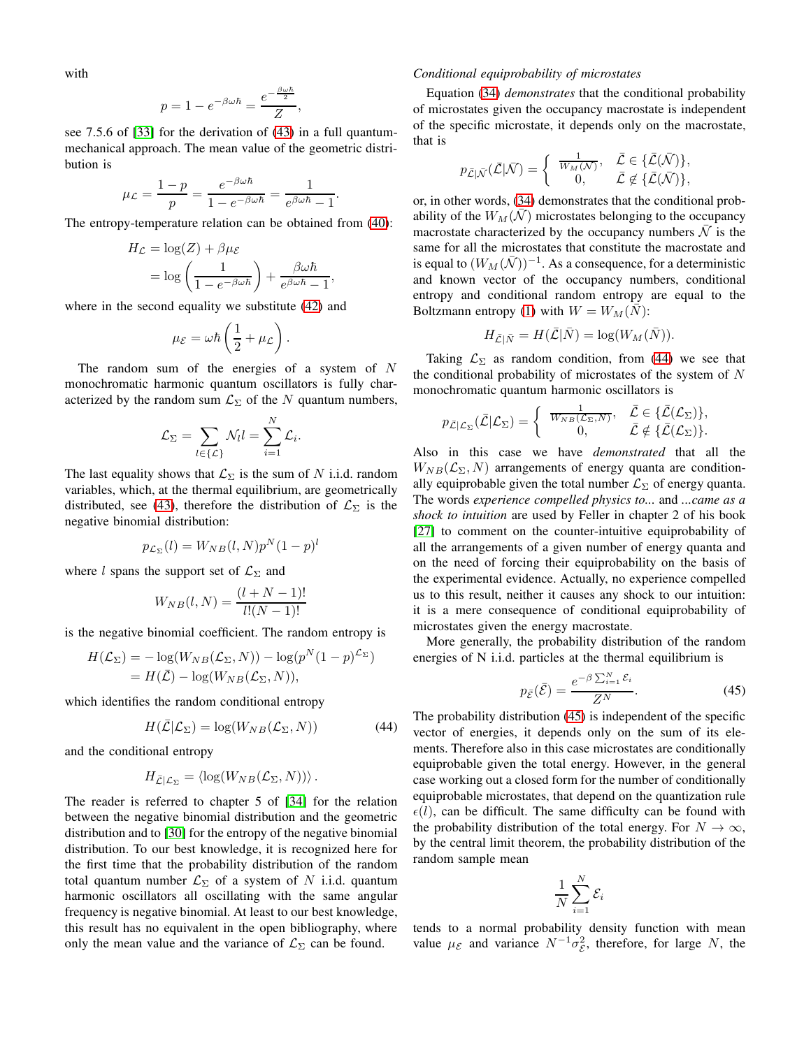with

$$p = 1 - e^{-\beta\omega\hbar} = \frac{e^{-\frac{\beta\omega\hbar}{2}}}{Z},$$

see 7.5.6 of [33] for the derivation of (43) in a full quantum-mechanical approach. The mean value of the geometric distribution is

$$\mu_{\mathcal{L}} = \frac{1-p}{p} = \frac{e^{-\beta\omega\hbar}}{1-e^{-\beta\omega\hbar}} = \frac{1}{e^{\beta\omega\hbar}-1}.$$

The entropy-temperature relation can be obtained from (40):

$$\begin{aligned} H_{\mathcal{L}} &= \log(Z) + \beta\mu_{\mathcal{E}} \\ &= \log\left(\frac{1}{1-e^{-\beta\omega\hbar}}\right) + \frac{\beta\omega\hbar}{e^{\beta\omega\hbar}-1}, \end{aligned}$$

where in the second equality we substitute (42) and

$$\mu_{\mathcal{E}} = \omega\hbar\left(\frac{1}{2} + \mu_{\mathcal{L}}\right).$$

The random sum of the energies of a system of $N$ monochromatic harmonic quantum oscillators is fully characterized by the random sum $\mathcal{L}_\Sigma$ of the $N$ quantum numbers,

$$\mathcal{L}_\Sigma = \sum_{l\in\{\mathcal{L}\}} \mathcal{N}_l l = \sum_{i=1}^{N} \mathcal{L}_i.$$

The last equality shows that $\mathcal{L}_\Sigma$ is the sum of $N$ i.i.d. random variables, which, at the thermal equilibrium, are geometrically distributed, see (43), therefore the distribution of $\mathcal{L}_\Sigma$ is the negative binomial distribution:

$$p_{\mathcal{L}_\Sigma}(l) = W_{NB}(l,N)p^N(1-p)^l$$

where $l$ spans the support set of $\mathcal{L}_\Sigma$ and

$$W_{NB}(l,N) = \frac{(l+N-1)!}{l!(N-1)!}$$

is the negative binomial coefficient. The random entropy is

$$\begin{aligned} H(\mathcal{L}_\Sigma) &= -\log(W_{NB}(\mathcal{L}_\Sigma,N)) - \log(p^N(1-p)^{\mathcal{L}_\Sigma}) \\ &= H(\bar{\mathcal{L}}) - \log(W_{NB}(\mathcal{L}_\Sigma,N)), \end{aligned}$$

which identifies the random conditional entropy

$$H(\bar{\mathcal{L}}|\mathcal{L}_\Sigma) = \log(W_{NB}(\mathcal{L}_\Sigma,N)) \tag{44}$$

and the conditional entropy

$$H_{\bar{\mathcal{L}}|\mathcal{L}_\Sigma} = \langle \log(W_{NB}(\mathcal{L}_\Sigma,N))\rangle.$$

The reader is referred to chapter 5 of [34] for the relation between the negative binomial distribution and the geometric distribution and to [30] for the entropy of the negative binomial distribution. To our best knowledge, it is recognized here for the first time that the probability distribution of the random total quantum number $\mathcal{L}_\Sigma$ of a system of $N$ i.i.d. quantum harmonic oscillators all oscillating with the same angular frequency is negative binomial. At least to our best knowledge, this result has no equivalent in the open bibliography, where only the mean value and the variance of $\mathcal{L}_\Sigma$ can be found.

*Conditional equiprobability of microstates*

Equation (34) *demonstrates* that the conditional probability of microstates given the occupancy macrostate is independent of the specific microstate, it depends only on the macrostate, that is

$$p_{\bar{\mathcal{L}}|\bar{\mathcal{N}}}(\bar{\mathcal{L}}|\bar{\mathcal{N}}) = \begin{cases} \frac{1}{W_M(\bar{\mathcal{N}})}, & \bar{\mathcal{L}} \in \{\bar{\mathcal{L}}(\bar{\mathcal{N}})\}, \\ 0, & \bar{\mathcal{L}} \notin \{\bar{\mathcal{L}}(\bar{\mathcal{N}})\}, \end{cases}$$

or, in other words, (34) demonstrates that the conditional probability of the $W_M(\bar{\mathcal{N}})$ microstates belonging to the occupancy macrostate characterized by the occupancy numbers $\bar{\mathcal{N}}$ is the same for all the microstates that constitute the macrostate and is equal to $(W_M(\bar{\mathcal{N}}))^{-1}$. As a consequence, for a deterministic and known vector of the occupancy numbers, conditional entropy and conditional random entropy are equal to the Boltzmann entropy (1) with $W = W_M(\bar{N})$:

$$H_{\bar{\mathcal{L}}|\bar{N}} = H(\bar{\mathcal{L}}|\bar{N}) = \log(W_M(\bar{N})).$$

Taking $\mathcal{L}_\Sigma$ as random condition, from (44) we see that the conditional probability of microstates of the system of $N$ monochromatic quantum harmonic oscillators is

$$p_{\bar{\mathcal{L}}|\mathcal{L}_\Sigma}(\bar{\mathcal{L}}|\mathcal{L}_\Sigma) = \begin{cases} \frac{1}{W_{NB}(\mathcal{L}_\Sigma,N)}, & \bar{\mathcal{L}} \in \{\bar{\mathcal{L}}(\mathcal{L}_\Sigma)\}, \\ 0, & \bar{\mathcal{L}} \notin \{\bar{\mathcal{L}}(\mathcal{L}_\Sigma)\}. \end{cases}$$

Also in this case we have *demonstrated* that all the $W_{NB}(\mathcal{L}_\Sigma,N)$ arrangements of energy quanta are conditionally equiprobable given the total number $\mathcal{L}_\Sigma$ of energy quanta. The words *experience compelled physics to...* and *...came as a shock to intuition* are used by Feller in chapter 2 of his book [27] to comment on the counter-intuitive equiprobability of all the arrangements of a given number of energy quanta and on the need of forcing their equiprobability on the basis of the experimental evidence. Actually, no experience compelled us to this result, neither it causes any shock to our intuition: it is a mere consequence of conditional equiprobability of microstates given the energy macrostate.

More generally, the probability distribution of the random energies of N i.i.d. particles at the thermal equilibrium is

$$p_{\bar{\mathcal{E}}}(\bar{\mathcal{E}}) = \frac{e^{-\beta\sum_{i=1}^{N}\mathcal{E}_i}}{Z^N}. \tag{45}$$

The probability distribution (45) is independent of the specific vector of energies, it depends only on the sum of its elements. Therefore also in this case microstates are conditionally equiprobable given the total energy. However, in the general case working out a closed form for the number of conditionally equiprobable microstates, that depend on the quantization rule $\epsilon(l)$, can be difficult. The same difficulty can be found with the probability distribution of the total energy. For $N \to \infty$, by the central limit theorem, the probability distribution of the random sample mean

$$\frac{1}{N}\sum_{i=1}^{N}\mathcal{E}_i$$

tends to a normal probability density function with mean value $\mu_{\mathcal{E}}$ and variance $N^{-1}\sigma_{\mathcal{E}}^2$, therefore, for large $N$, the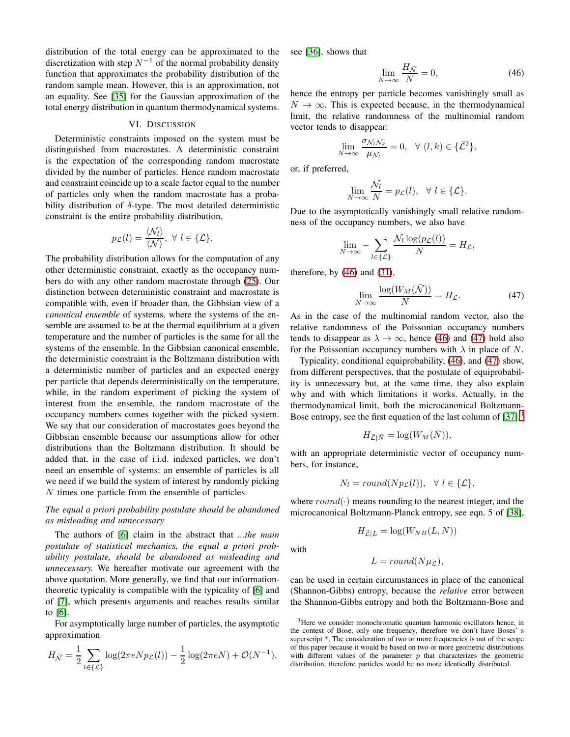distribution of the total energy can be approximated to the discretization with step $N^{-1}$ of the normal probability density function that approximates the probability distribution of the random sample mean. However, this is an approximation, not an equality. See [35] for the Gaussian approximation of the total energy distribution in quantum thermodynamical systems.

## VI. Discussion

Deterministic constraints imposed on the system must be distinguished from macrostates. A deterministic constraint is the expectation of the corresponding random macrostate divided by the number of particles. Hence random macrostate and constraint coincide up to a scale factor equal to the number of particles only when the random macrostate has a probability distribution of $\delta$-type. The most detailed deterministic constraint is the entire probability distribution,

$$p_{\mathcal{L}}(l) = \frac{\langle \mathcal{N}_l \rangle}{\langle \mathcal{N} \rangle}, \ \forall\ l \in \{\mathcal{L}\}.$$

The probability distribution allows for the computation of any other deterministic constraint, exactly as the occupancy numbers do with any other random macrostate through (25). Our distinction between deterministic constraint and macrostate is compatible with, even if broader than, the Gibbsian view of a *canonical ensemble* of systems, where the systems of the ensemble are assumed to be at the thermal equilibrium at a given temperature and the number of particles is the same for all the systems of the ensemble. In the Gibbsian canonical ensemble, the deterministic constraint is the Boltzmann distribution with a deterministic number of particles and an expected energy per particle that depends deterministically on the temperature, while, in the random experiment of picking the system of interest from the ensemble, the random macrostate of the occupancy numbers comes together with the picked system. We say that our consideration of macrostates goes beyond the Gibbsian ensemble because our assumptions allow for other distributions than the Boltzmann distribution. It should be added that, in the case of i.i.d. indexed particles, we don't need an ensemble of systems: an ensemble of particles is all we need if we build the system of interest by randomly picking $N$ times one particle from the ensemble of particles.

*The equal a priori probability postulate should be abandoned as misleading and unnecessary*

The authors of [6] claim in the abstract that *...the main postulate of statistical mechanics, the equal a priori probability postulate, should be abandoned as misleading and unnecessary.* We hereafter motivate our agreement with the above quotation. More generally, we find that our information-theoretic typicality is compatible with the typicality of [6] and of [7], which presents arguments and reaches results similar to [6].

For asymptotically large number of particles, the asymptotic approximation

$$H_{\bar{\mathcal{N}}} = \frac{1}{2} \sum_{l \in \{\mathcal{L}\}} \log(2\pi e N p_{\mathcal{L}}(l)) - \frac{1}{2}\log(2\pi e N) + \mathcal{O}(N^{-1}),$$

see [36], shows that

$$\lim_{N\to\infty} \frac{H_{\bar{\mathcal{N}}}}{N} = 0, \tag{46}$$

hence the entropy per particle becomes vanishingly small as $N \to \infty$. This is expected because, in the thermodynamical limit, the relative randomness of the multinomial random vector tends to disappear:

$$\lim_{N\to\infty} \frac{\sigma_{\mathcal{N}_l \mathcal{N}_k}}{\mu_{\mathcal{N}_l}} = 0, \quad \forall\ (l,k) \in \{\bar{\mathcal{L}}^2\},$$

or, if preferred,

$$\lim_{N\to\infty} \frac{\mathcal{N}_l}{N} = p_{\mathcal{L}}(l), \quad \forall\ l \in \{\mathcal{L}\}.$$

Due to the asymptotically vanishingly small relative randomness of the occupancy numbers, we also have

$$\lim_{N\to\infty} -\sum_{l\in\{\mathcal{L}\}} \frac{\mathcal{N}_l \log(p_{\mathcal{L}}(l))}{N} = H_{\mathcal{L}},$$

therefore, by (46) and (31),

$$\lim_{N\to\infty} \frac{\log(W_M(\bar{\mathcal{N}}))}{N} = H_{\mathcal{L}}. \tag{47}$$

As in the case of the multinomial random vector, also the relative randomness of the Poissonian occupancy numbers tends to disappear as $\lambda \to \infty$, hence (46) and (47) hold also for the Poissonian occupancy numbers with $\lambda$ in place of $N$.

Typicality, conditional equiprobability, (46), and (47) show, from different perspectives, that the postulate of equiprobability is unnecessary but, at the same time, they also explain why and with which limitations it works. Actually, in the thermodynamical limit, both the microcanonical Boltzmann-Bose entropy, see the first equation of the last column of [37],[3]

$$H_{\bar{\mathcal{L}}|\bar{N}} = \log(W_M(\bar{N})),$$

with an appropriate deterministic vector of occupancy numbers, for instance,

$$N_l = round(N p_{\mathcal{L}}(l)), \quad \forall\ l \in \{\mathcal{L}\},$$

where $round(\cdot)$ means rounding to the nearest integer, and the microcanonical Boltzmann-Planck entropy, see eqn. 5 of [38],

$$H_{\bar{\mathcal{L}}|L} = \log(W_{NB}(L, N))$$

with

$$L = round(N\mu_{\mathcal{L}}),$$

can be used in certain circumstances in place of the canonical (Shannon-Gibbs) entropy, because the *relative* error between the Shannon-Gibbs entropy and both the Boltzmann-Bose and

[3] Here we consider monochromatic quantum harmonic oscillators hence, in the context of Bose, only one frequency, therefore we don't have Boses' s superscript $^s$. The consideration of two or more frequencies is out of the scope of this paper because it would be based on two or more geometric distributions with different values of the parameter $p$ that characterizes the geometric distribution, therefore particles would be no more identically distributed.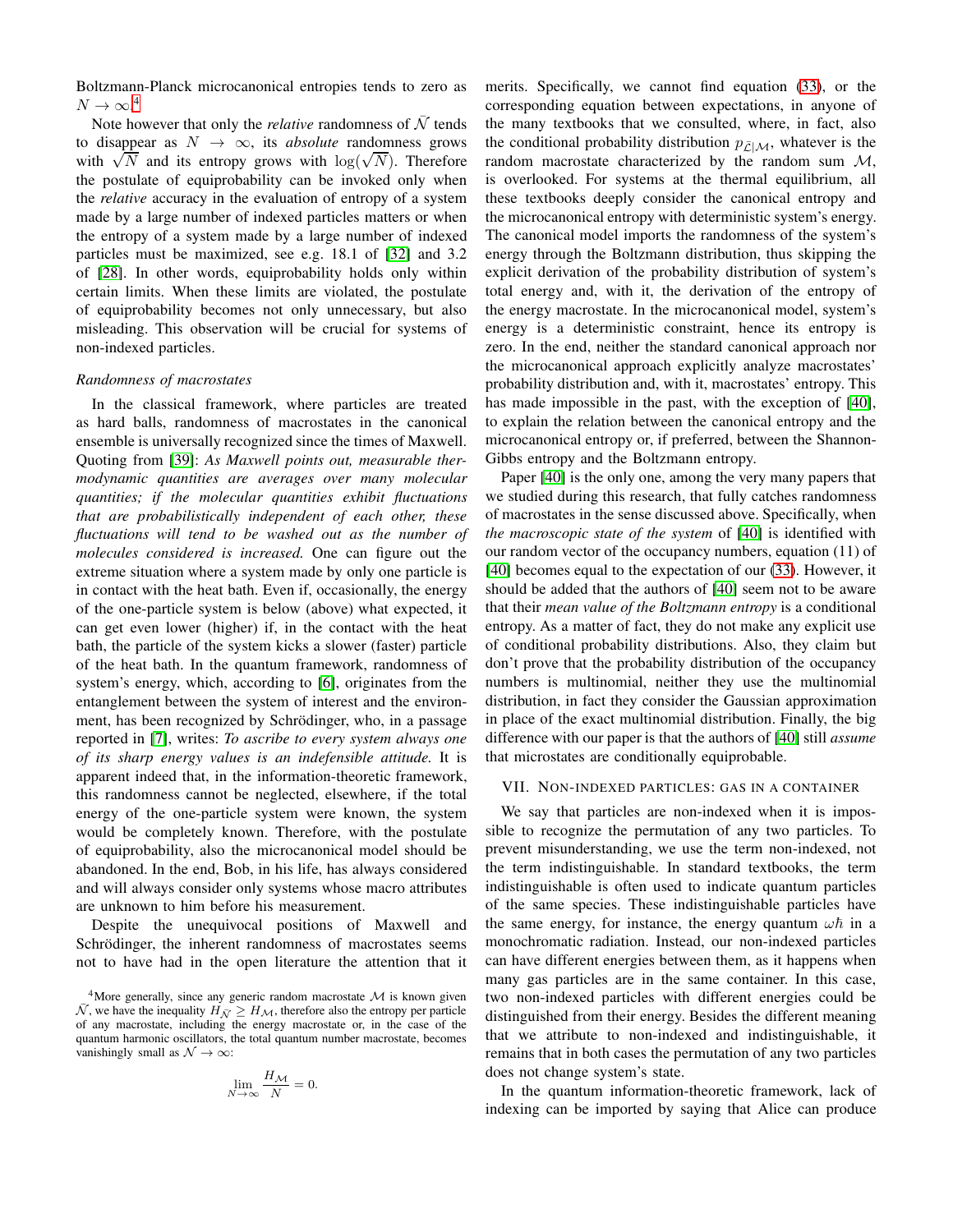Boltzmann-Planck microcanonical entropies tends to zero as $N \to \infty$.[4]

Note however that only the *relative* randomness of $\bar{\mathcal{N}}$ tends to disappear as $N \to \infty$, its *absolute* randomness grows with $\sqrt{N}$ and its entropy grows with $\log(\sqrt{N})$. Therefore the postulate of equiprobability can be invoked only when the *relative* accuracy in the evaluation of entropy of a system made by a large number of indexed particles matters or when the entropy of a system made by a large number of indexed particles must be maximized, see e.g. 18.1 of [32] and 3.2 of [28]. In other words, equiprobability holds only within certain limits. When these limits are violated, the postulate of equiprobability becomes not only unnecessary, but also misleading. This observation will be crucial for systems of non-indexed particles.

*Randomness of macrostates*

In the classical framework, where particles are treated as hard balls, randomness of macrostates in the canonical ensemble is universally recognized since the times of Maxwell. Quoting from [39]: *As Maxwell points out, measurable thermodynamic quantities are averages over many molecular quantities; if the molecular quantities exhibit fluctuations that are probabilistically independent of each other, these fluctuations will tend to be washed out as the number of molecules considered is increased.* One can figure out the extreme situation where a system made by only one particle is in contact with the heat bath. Even if, occasionally, the energy of the one-particle system is below (above) what expected, it can get even lower (higher) if, in the contact with the heat bath, the particle of the system kicks a slower (faster) particle of the heat bath. In the quantum framework, randomness of system's energy, which, according to [6], originates from the entanglement between the system of interest and the environment, has been recognized by Schrödinger, who, in a passage reported in [7], writes: *To ascribe to every system always one of its sharp energy values is an indefensible attitude.* It is apparent indeed that, in the information-theoretic framework, this randomness cannot be neglected, elsewhere, if the total energy of the one-particle system were known, the system would be completely known. Therefore, with the postulate of equiprobability, also the microcanonical model should be abandoned. In the end, Bob, in his life, has always considered and will always consider only systems whose macro attributes are unknown to him before his measurement.

Despite the unequivocal positions of Maxwell and Schrödinger, the inherent randomness of macrostates seems not to have had in the open literature the attention that it merits. Specifically, we cannot find equation (33), or the corresponding equation between expectations, in anyone of the many textbooks that we consulted, where, in fact, also the conditional probability distribution $p_{\bar{\mathcal{C}}|\mathcal{M}}$, whatever is the random macrostate characterized by the random sum $\mathcal{M}$, is overlooked. For systems at the thermal equilibrium, all these textbooks deeply consider the canonical entropy and the microcanonical entropy with deterministic system's energy. The canonical model imports the randomness of the system's energy through the Boltzmann distribution, thus skipping the explicit derivation of the probability distribution of system's total energy and, with it, the derivation of the entropy of the energy macrostate. In the microcanonical model, system's energy is a deterministic constraint, hence its entropy is zero. In the end, neither the standard canonical approach nor the microcanonical approach explicitly analyze macrostates' probability distribution and, with it, macrostates' entropy. This has made impossible in the past, with the exception of [40], to explain the relation between the canonical entropy and the microcanonical entropy or, if preferred, between the Shannon-Gibbs entropy and the Boltzmann entropy.

Paper [40] is the only one, among the very many papers that we studied during this research, that fully catches randomness of macrostates in the sense discussed above. Specifically, when *the macroscopic state of the system* of [40] is identified with our random vector of the occupancy numbers, equation (11) of [40] becomes equal to the expectation of our (33). However, it should be added that the authors of [40] seem not to be aware that their *mean value of the Boltzmann entropy* is a conditional entropy. As a matter of fact, they do not make any explicit use of conditional probability distributions. Also, they claim but don't prove that the probability distribution of the occupancy numbers is multinomial, neither they use the multinomial distribution, in fact they consider the Gaussian approximation in place of the exact multinomial distribution. Finally, the big difference with our paper is that the authors of [40] still *assume* that microstates are conditionally equiprobable.

## VII. Non-indexed particles: gas in a container

We say that particles are non-indexed when it is impossible to recognize the permutation of any two particles. To prevent misunderstanding, we use the term non-indexed, not the term indistinguishable. In standard textbooks, the term indistinguishable is often used to indicate quantum particles of the same species. These indistinguishable particles have the same energy, for instance, the energy quantum $\omega\hbar$ in a monochromatic radiation. Instead, our non-indexed particles can have different energies between them, as it happens when many gas particles are in the same container. In this case, two non-indexed particles with different energies could be distinguished from their energy. Besides the different meaning that we attribute to non-indexed and indistinguishable, it remains that in both cases the permutation of any two particles does not change system's state.

In the quantum information-theoretic framework, lack of indexing can be imported by saying that Alice can produce

[4] More generally, since any generic random macrostate $\mathcal{M}$ is known given $\bar{\mathcal{N}}$, we have the inequality $H_{\bar{\mathcal{N}}} \geq H_{\mathcal{M}}$, therefore also the entropy per particle of any macrostate, including the energy macrostate or, in the case of the quantum harmonic oscillators, the total quantum number macrostate, becomes vanishingly small as $\mathcal{N} \to \infty$:

$$\lim_{N\to\infty} \frac{H_{\mathcal{M}}}{N} = 0.$$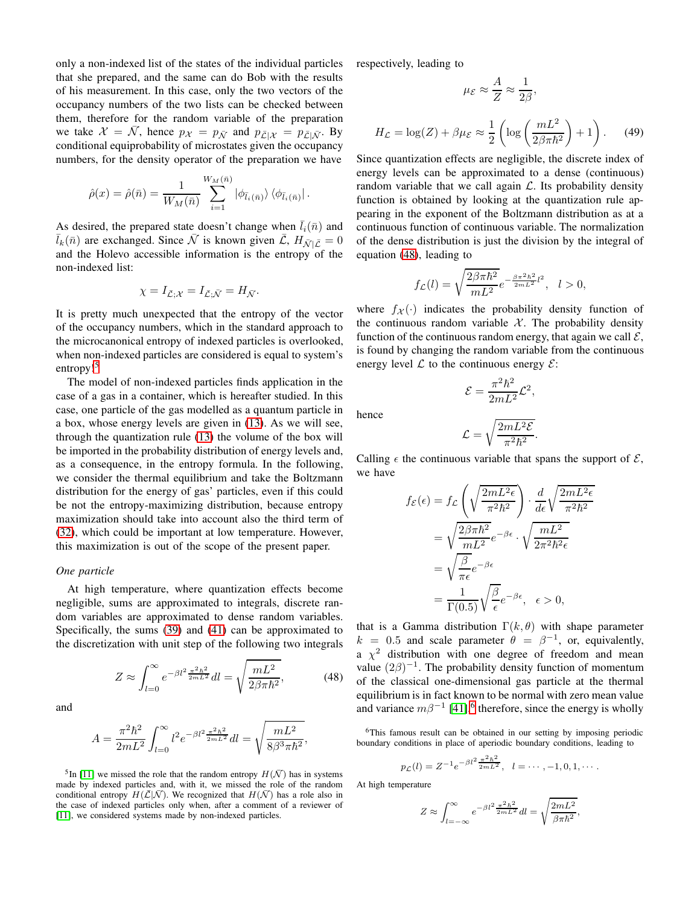only a non-indexed list of the states of the individual particles that she prepared, and the same can do Bob with the results of his measurement. In this case, only the two vectors of the occupancy numbers of the two lists can be checked between them, therefore for the random variable of the preparation we take $\mathcal{X} = \bar{\mathcal{N}}$, hence $p_{\mathcal{X}} = p_{\bar{\mathcal{N}}}$ and $p_{\bar{\mathcal{L}}|\mathcal{X}} = p_{\bar{\mathcal{L}}|\bar{\mathcal{N}}}$. By conditional equiprobability of microstates given the occupancy numbers, for the density operator of the preparation we have

$$\hat{\rho}(x) = \hat{\rho}(\bar{n}) = \frac{1}{W_M(\bar{n})} \sum_{i=1}^{W_M(\bar{n})} |\phi_{\bar{l}_i(\bar{n})}\rangle \langle \phi_{\bar{l}_i(\bar{n})}| .$$

As desired, the prepared state doesn't change when $\bar{l}_i(\bar{n})$ and $\bar{l}_k(\bar{n})$ are exchanged. Since $\bar{\mathcal{N}}$ is known given $\bar{\mathcal{L}}$, $H_{\bar{\mathcal{N}}|\bar{\mathcal{L}}} = 0$ and the Holevo accessible information is the entropy of the non-indexed list:

$$\chi = I_{\bar{\mathcal{L}};\mathcal{X}} = I_{\bar{\mathcal{L}};\bar{\mathcal{N}}} = H_{\bar{\mathcal{N}}}.$$

It is pretty much unexpected that the entropy of the vector of the occupancy numbers, which in the standard approach to the microcanonical entropy of indexed particles is overlooked, when non-indexed particles are considered is equal to system's entropy![5]

The model of non-indexed particles finds application in the case of a gas in a container, which is hereafter studied. In this case, one particle of the gas modelled as a quantum particle in a box, whose energy levels are given in (13). As we will see, through the quantization rule (13) the volume of the box will be imported in the probability distribution of energy levels and, as a consequence, in the entropy formula. In the following, we consider the thermal equilibrium and take the Boltzmann distribution for the energy of gas' particles, even if this could be not the entropy-maximizing distribution, because entropy maximization should take into account also the third term of (32), which could be important at low temperature. However, this maximization is out of the scope of the present paper.

*One particle*

At high temperature, where quantization effects become negligible, sums are approximated to integrals, discrete random variables are approximated to dense random variables. Specifically, the sums (39) and (41) can be approximated to the discretization with unit step of the following two integrals

$$Z \approx \int_{l=0}^{\infty} e^{-\beta l^2 \frac{\pi^2 \hbar^2}{2mL^2}} dl = \sqrt{\frac{mL^2}{2\beta\pi\hbar^2}}, \tag{48}$$

and

$$A = \frac{\pi^2\hbar^2}{2mL^2} \int_{l=0}^{\infty} l^2 e^{-\beta l^2 \frac{\pi^2\hbar^2}{2mL^2}} dl = \sqrt{\frac{mL^2}{8\beta^3\pi\hbar^2}},$$

respectively, leading to

$$\mu_{\mathcal{E}} \approx \frac{A}{Z} \approx \frac{1}{2\beta},$$

$$H_{\mathcal{L}} = \log(Z) + \beta\mu_{\mathcal{E}} \approx \frac{1}{2}\left(\log\left(\frac{mL^2}{2\beta\pi\hbar^2}\right) + 1\right). \tag{49}$$

Since quantization effects are negligible, the discrete index of energy levels can be approximated to a dense (continuous) random variable that we call again $\mathcal{L}$. Its probability density function is obtained by looking at the quantization rule appearing in the exponent of the Boltzmann distribution as at a continuous function of continuous variable. The normalization of the dense distribution is just the division by the integral of equation (48), leading to

$$f_{\mathcal{L}}(l) = \sqrt{\frac{2\beta\pi\hbar^2}{mL^2}} e^{-\frac{\beta\pi^2\hbar^2}{2mL^2} l^2}, \quad l > 0,$$

where $f_{\mathcal{X}}(\cdot)$ indicates the probability density function of the continuous random variable $\mathcal{X}$. The probability density function of the continuous random energy, that again we call $\mathcal{E}$, is found by changing the random variable from the continuous energy level $\mathcal{L}$ to the continuous energy $\mathcal{E}$:

$$\mathcal{E} = \frac{\pi^2\hbar^2}{2mL^2}\mathcal{L}^2,$$

hence

$$\mathcal{L} = \sqrt{\frac{2mL^2\mathcal{E}}{\pi^2\hbar^2}}.$$

Calling $\epsilon$ the continuous variable that spans the support of $\mathcal{E}$, we have

$$\begin{aligned}
f_{\mathcal{E}}(\epsilon) &= f_{\mathcal{L}}\left(\sqrt{\frac{2mL^2\epsilon}{\pi^2\hbar^2}}\right) \cdot \frac{d}{d\epsilon}\sqrt{\frac{2mL^2\epsilon}{\pi^2\hbar^2}} \\
&= \sqrt{\frac{2\beta\pi\hbar^2}{mL^2}} e^{-\beta\epsilon} \cdot \sqrt{\frac{mL^2}{2\pi^2\hbar^2\epsilon}} \\
&= \sqrt{\frac{\beta}{\pi\epsilon}} e^{-\beta\epsilon} \\
&= \frac{1}{\Gamma(0.5)}\sqrt{\frac{\beta}{\epsilon}} e^{-\beta\epsilon}, \quad \epsilon > 0,
\end{aligned}$$

that is a Gamma distribution $\Gamma(k, \theta)$ with shape parameter $k = 0.5$ and scale parameter $\theta = \beta^{-1}$, or, equivalently, a $\chi^2$ distribution with one degree of freedom and mean value $(2\beta)^{-1}$. The probability density function of momentum of the classical one-dimensional gas particle at the thermal equilibrium is in fact known to be normal with zero mean value and variance $m\beta^{-1}$ [41],[6] therefore, since the energy is wholly

[5] In [11] we missed the role that the random entropy $H(\bar{\mathcal{N}})$ has in systems made by indexed particles and, with it, we missed the role of the random conditional entropy $H(\bar{\mathcal{L}}|\bar{\mathcal{N}})$. We recognized that $H(\bar{\mathcal{N}})$ has a role also in the case of indexed particles only when, after a comment of a reviewer of [11], we considered systems made by non-indexed particles.

[6] This famous result can be obtained in our setting by imposing periodic boundary conditions in place of aperiodic boundary conditions, leading to

$$p_{\mathcal{L}}(l) = Z^{-1} e^{-\beta l^2 \frac{\pi^2\hbar^2}{2mL^2}}, \quad l = \cdots, -1, 0, 1, \cdots .$$

At high temperature

$$Z \approx \int_{l=-\infty}^{\infty} e^{-\beta l^2 \frac{\pi^2\hbar^2}{2mL^2}} dl = \sqrt{\frac{2mL^2}{\beta\pi\hbar^2}},$$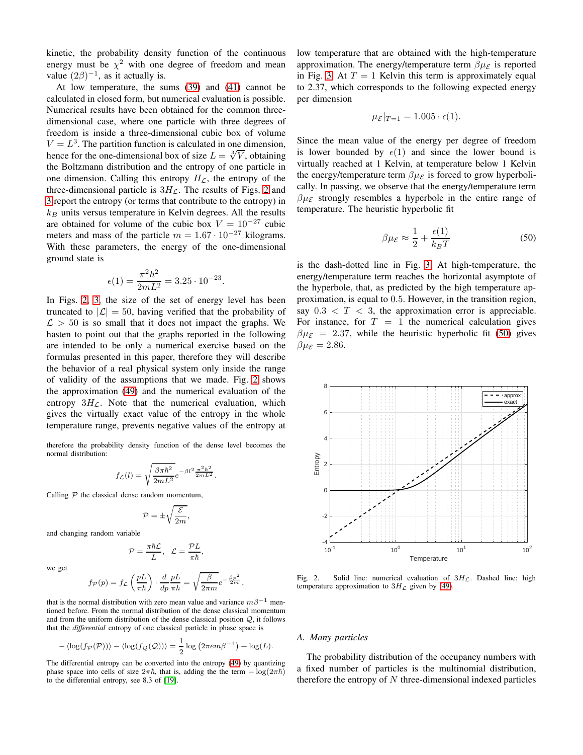kinetic, the probability density function of the continuous energy must be $\chi^2$ with one degree of freedom and mean value $(2\beta)^{-1}$, as it actually is.

At low temperature, the sums (39) and (41) cannot be calculated in closed form, but numerical evaluation is possible. Numerical results have been obtained for the common three-dimensional case, where one particle with three degrees of freedom is inside a three-dimensional cubic box of volume $V = L^3$. The partition function is calculated in one dimension, hence for the one-dimensional box of size $L = \sqrt[3]{V}$, obtaining the Boltzmann distribution and the entropy of one particle in one dimension. Calling this entropy $H_{\mathcal{L}}$, the entropy of the three-dimensional particle is $3H_{\mathcal{L}}$. The results of Figs. 2 and 3 report the entropy (or terms that contribute to the entropy) in $k_B$ units versus temperature in Kelvin degrees. All the results are obtained for volume of the cubic box $V = 10^{-27}$ cubic meters and mass of the particle $m = 1.67 \cdot 10^{-27}$ kilograms. With these parameters, the energy of the one-dimensional ground state is

$$\epsilon(1) = \frac{\pi^2\hbar^2}{2mL^2} = 3.25 \cdot 10^{-23}.$$

In Figs. 2, 3, the set of energy level has been truncated to $|\mathcal{L}| = 50$, having verified that the probability of $\mathcal{L} > 50$ is so small that it does not impact the graphs. We hasten to point out that the graphs reported in the following are intended to be only a numerical exercise based on the formulas presented in this paper, therefore they will describe the behavior of a real physical system only inside the range of validity of the assumptions that we made. Fig. 2 shows the approximation (49) and the numerical evaluation of the entropy $3H_{\mathcal{L}}$. Note that the numerical evaluation, which gives the virtually exact value of the entropy in the whole temperature range, prevents negative values of the entropy at low temperature that are obtained with the high-temperature approximation. The energy/temperature term $\beta\mu_{\mathcal{E}}$ is reported in Fig. 3. At $T = 1$ Kelvin this term is approximately equal to 2.37, which corresponds to the following expected energy per dimension

$$\mu_{\mathcal{E}}|_{T=1} = 1.005 \cdot \epsilon(1).$$

Since the mean value of the energy per degree of freedom is lower bounded by $\epsilon(1)$ and since the lower bound is virtually reached at 1 Kelvin, at temperature below 1 Kelvin the energy/temperature term $\beta\mu_{\mathcal{E}}$ is forced to grow hyperbolically. In passing, we observe that the energy/temperature term $\beta\mu_{\mathcal{E}}$ strongly resembles a hyperbole in the entire range of temperature. The heuristic hyperbolic fit

$$\beta\mu_{\mathcal{E}} \approx \frac{1}{2} + \frac{\epsilon(1)}{k_B T} \tag{50}$$

is the dash-dotted line in Fig. 3. At high-temperature, the energy/temperature term reaches the horizontal asymptote of the hyperbole, that, as predicted by the high temperature approximation, is equal to 0.5. However, in the transition region, say $0.3 < T < 3$, the approximation error is appreciable. For instance, for $T = 1$ the numerical calculation gives $\beta\mu_{\mathcal{E}} = 2.37$, while the heuristic hyperbolic fit (50) gives $\beta\mu_{\mathcal{E}} = 2.86$.

therefore the probability density function of the dense level becomes the normal distribution:

$$f_{\mathcal{L}}(l) = \sqrt{\frac{\beta\pi\hbar^2}{2mL^2}}e^{-\beta l^2\frac{\pi^2\hbar^2}{2mL^2}}.$$

Calling $\mathcal{P}$ the classical dense random momentum,

$$\mathcal{P} = \pm\sqrt{\frac{\mathcal{E}}{2m}},$$

and changing random variable

$$\mathcal{P} = \frac{\pi\hbar\mathcal{L}}{L}, \quad \mathcal{L} = \frac{\mathcal{P}L}{\pi\hbar},$$

we get

$$f_{\mathcal{P}}(p) = f_{\mathcal{L}}\left(\frac{pL}{\pi\hbar}\right) \cdot \frac{d}{dp}\frac{pL}{\pi\hbar} = \sqrt{\frac{\beta}{2\pi m}}e^{-\frac{\beta p^2}{2m}},$$

that is the normal distribution with zero mean value and variance $m\beta^{-1}$ mentioned before. From the normal distribution of the dense classical momentum and from the uniform distribution of the dense classical position $\mathcal{Q}$, it follows that the *differential* entropy of one classical particle in phase space is

$$-\langle\log(f_{\mathcal{P}}(\mathcal{P}))\rangle - \langle\log(f_{\mathcal{Q}}(\mathcal{Q}))\rangle = \frac{1}{2}\log\left(2\pi e m\beta^{-1}\right) + \log(L).$$

The differential entropy can be converted into the entropy (49) by quantizing phase space into cells of size $2\pi\hbar$, that is, adding the the term $-\log(2\pi\hbar)$ to the differential entropy, see 8.3 of [19].

Fig. 2. Solid line: numerical evaluation of $3H_{\mathcal{L}}$. Dashed line: high temperature approximation to $3H_{\mathcal{L}}$ given by (49).

## A. Many particles

The probability distribution of the occupancy numbers with a fixed number of particles is the multinomial distribution, therefore the entropy of $N$ three-dimensional indexed particles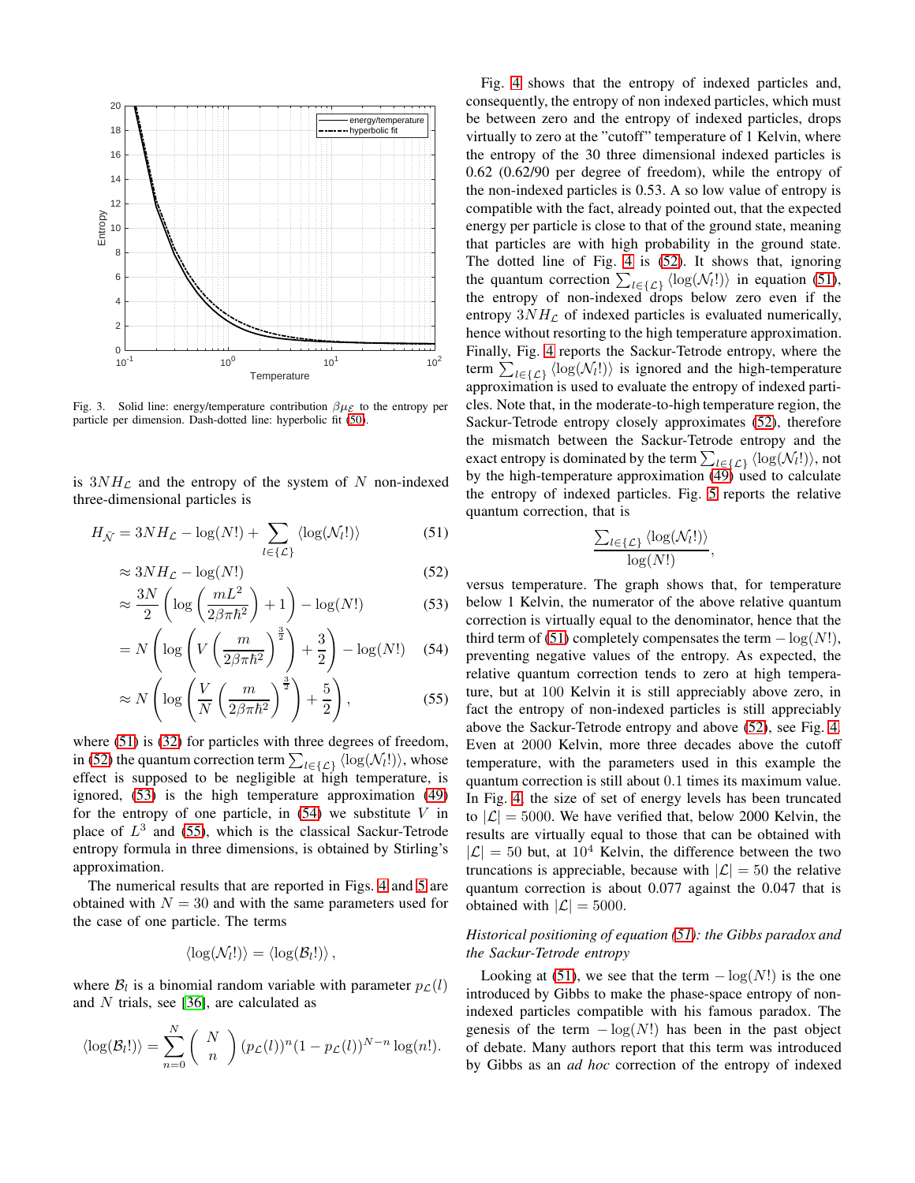Fig. 3. Solid line: energy/temperature contribution $\beta\mu_{\mathcal{E}}$ to the entropy per particle per dimension. Dash-dotted line: hyperbolic fit (50).

is $3NH_{\mathcal{L}}$ and the entropy of the system of $N$ non-indexed three-dimensional particles is

$$H_{\bar{N}} = 3NH_{\mathcal{L}} - \log(N!) + \sum_{l\in\{\mathcal{L}\}} \langle \log(\mathcal{N}_l!)\rangle \quad (51)$$

$$\approx 3NH_{\mathcal{L}} - \log(N!) \quad (52)$$

$$\approx \frac{3N}{2}\left(\log\left(\frac{mL^2}{2\beta\pi\hbar^2}\right)+1\right) - \log(N!) \quad (53)$$

$$= N\left(\log\left(V\left(\frac{m}{2\beta\pi\hbar^2}\right)^{\frac{3}{2}}\right)+\frac{3}{2}\right) - \log(N!) \quad (54)$$

$$\approx N\left(\log\left(\frac{V}{N}\left(\frac{m}{2\beta\pi\hbar^2}\right)^{\frac{3}{2}}\right)+\frac{5}{2}\right), \quad (55)$$

where (51) is (32) for particles with three degrees of freedom, in (52) the quantum correction term $\sum_{l\in\{\mathcal{L}\}} \langle \log(\mathcal{N}_l!)\rangle$, whose effect is supposed to be negligible at high temperature, is ignored, (53) is the high temperature approximation (49) for the entropy of one particle, in (54) we substitute $V$ in place of $L^3$ and (55), which is the classical Sackur-Tetrode entropy formula in three dimensions, is obtained by Stirling's approximation.

The numerical results that are reported in Figs. 4 and 5 are obtained with $N = 30$ and with the same parameters used for the case of one particle. The terms

$$\langle \log(\mathcal{N}_l!)\rangle = \langle \log(\mathcal{B}_l!)\rangle ,$$

where $\mathcal{B}_l$ is a binomial random variable with parameter $p_{\mathcal{L}}(l)$ and $N$ trials, see [36], are calculated as

$$\langle \log(\mathcal{B}_l!)\rangle = \sum_{n=0}^{N} \binom{N}{n} (p_{\mathcal{L}}(l))^n(1-p_{\mathcal{L}}(l))^{N-n}\log(n!).$$

Fig. 4 shows that the entropy of indexed particles and, consequently, the entropy of non indexed particles, which must be between zero and the entropy of indexed particles, drops virtually to zero at the "cutoff" temperature of 1 Kelvin, where the entropy of the 30 three dimensional indexed particles is 0.62 (0.62/90 per degree of freedom), while the entropy of the non-indexed particles is 0.53. A so low value of entropy is compatible with the fact, already pointed out, that the expected energy per particle is close to that of the ground state, meaning that particles are with high probability in the ground state. The dotted line of Fig. 4 is (52). It shows that, ignoring the quantum correction $\sum_{l\in\{\mathcal{L}\}} \langle \log(\mathcal{N}_l!)\rangle$ in equation (51), the entropy of non-indexed drops below zero even if the entropy $3NH_{\mathcal{L}}$ of indexed particles is evaluated numerically, hence without resorting to the high temperature approximation. Finally, Fig. 4 reports the Sackur-Tetrode entropy, where the term $\sum_{l\in\{\mathcal{L}\}} \langle \log(\mathcal{N}_l!)\rangle$ is ignored and the high-temperature approximation is used to evaluate the entropy of indexed particles. Note that, in the moderate-to-high temperature region, the Sackur-Tetrode entropy closely approximates (52), therefore the mismatch between the Sackur-Tetrode entropy and the exact entropy is dominated by the term $\sum_{l\in\{\mathcal{L}\}} \langle \log(\mathcal{N}_l!)\rangle$, not by the high-temperature approximation (49) used to calculate the entropy of indexed particles. Fig. 5 reports the relative quantum correction, that is

$$\frac{\sum_{l\in\{\mathcal{L}\}} \langle \log(\mathcal{N}_l!)\rangle}{\log(N!)},$$

versus temperature. The graph shows that, for temperature below 1 Kelvin, the numerator of the above relative quantum correction is virtually equal to the denominator, hence that the third term of (51) completely compensates the term $-\log(N!)$, preventing negative values of the entropy. As expected, the relative quantum correction tends to zero at high temperature, but at 100 Kelvin it is still appreciably above zero, in fact the entropy of non-indexed particles is still appreciably above the Sackur-Tetrode entropy and above (52), see Fig. 4. Even at 2000 Kelvin, more three decades above the cutoff temperature, with the parameters used in this example the quantum correction is still about 0.1 times its maximum value. In Fig. 4, the size of set of energy levels has been truncated to $|\mathcal{L}| = 5000$. We have verified that, below 2000 Kelvin, the results are virtually equal to those that can be obtained with $|\mathcal{L}| = 50$ but, at $10^4$ Kelvin, the difference between the two truncations is appreciable, because with $|\mathcal{L}| = 50$ the relative quantum correction is about 0.077 against the 0.047 that is obtained with $|\mathcal{L}| = 5000$.

*Historical positioning of equation (51): the Gibbs paradox and the Sackur-Tetrode entropy*

Looking at (51), we see that the term $-\log(N!)$ is the one introduced by Gibbs to make the phase-space entropy of non-indexed particles compatible with his famous paradox. The genesis of the term $-\log(N!)$ has been in the past object of debate. Many authors report that this term was introduced by Gibbs as an *ad hoc* correction of the entropy of indexed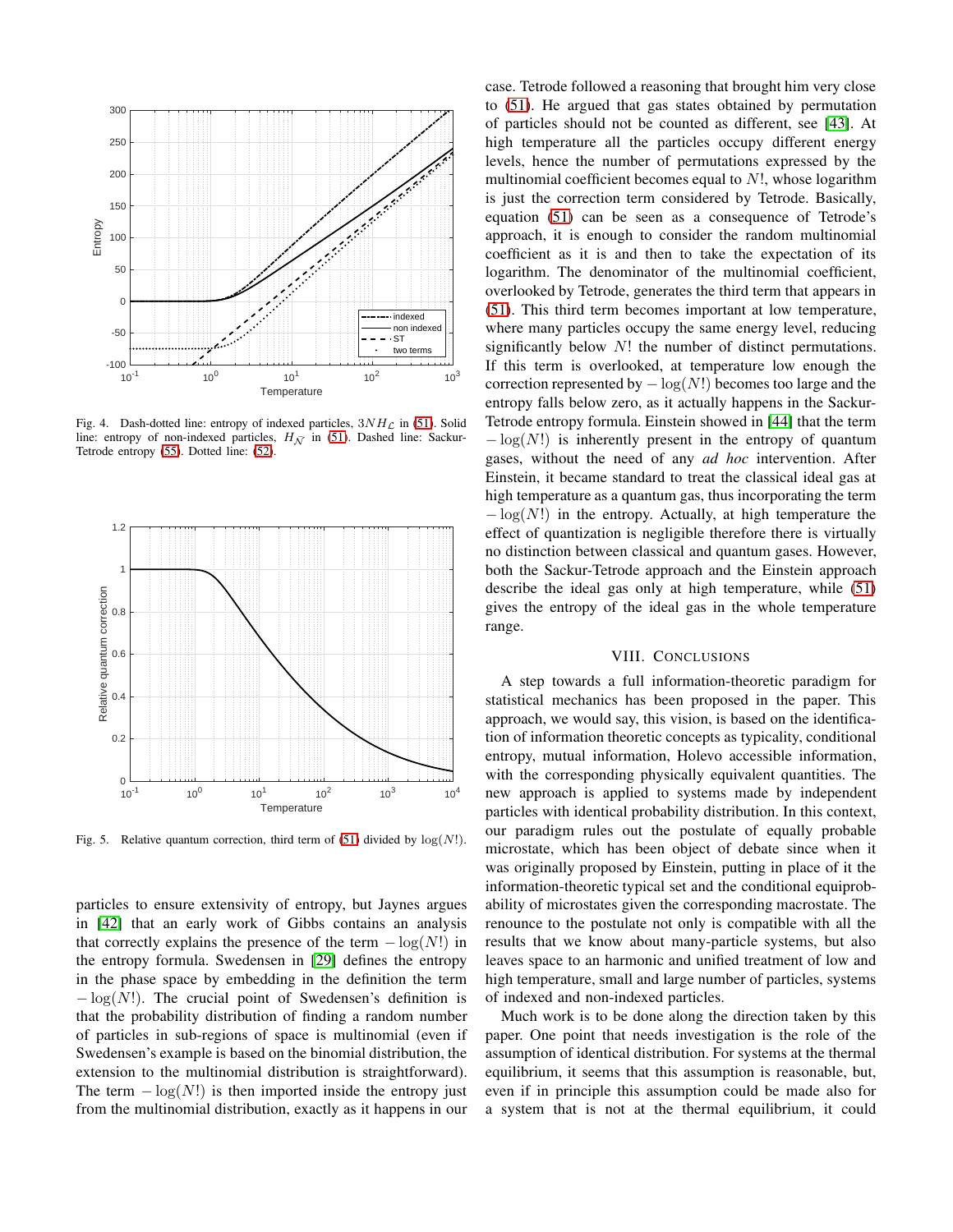Fig. 4. Dash-dotted line: entropy of indexed particles, $3NH_{\mathcal{L}}$ in (51). Solid line: entropy of non-indexed particles, $H_{\bar{N}}$ in (51). Dashed line: Sackur-Tetrode entropy (55). Dotted line: (52).

Fig. 5. Relative quantum correction, third term of (51) divided by $\log(N!)$.

particles to ensure extensivity of entropy, but Jaynes argues in [42] that an early work of Gibbs contains an analysis that correctly explains the presence of the term $-\log(N!)$ in the entropy formula. Swedensen in [29] defines the entropy in the phase space by embedding in the definition the term $-\log(N!)$. The crucial point of Swedensen's definition is that the probability distribution of finding a random number of particles in sub-regions of space is multinomial (even if Swedensen's example is based on the binomial distribution, the extension to the multinomial distribution is straightforward). The term $-\log(N!)$ is then imported inside the entropy just from the multinomial distribution, exactly as it happens in our case. Tetrode followed a reasoning that brought him very close to (51). He argued that gas states obtained by permutation of particles should not be counted as different, see [43]. At high temperature all the particles occupy different energy levels, hence the number of permutations expressed by the multinomial coefficient becomes equal to $N!$, whose logarithm is just the correction term considered by Tetrode. Basically, equation (51) can be seen as a consequence of Tetrode's approach, it is enough to consider the random multinomial coefficient as it is and then to take the expectation of its logarithm. The denominator of the multinomial coefficient, overlooked by Tetrode, generates the third term that appears in (51). This third term becomes important at low temperature, where many particles occupy the same energy level, reducing significantly below $N!$ the number of distinct permutations. If this term is overlooked, at temperature low enough the correction represented by $-\log(N!)$ becomes too large and the entropy falls below zero, as it actually happens in the Sackur-Tetrode entropy formula. Einstein showed in [44] that the term $-\log(N!)$ is inherently present in the entropy of quantum gases, without the need of any *ad hoc* intervention. After Einstein, it became standard to treat the classical ideal gas at high temperature as a quantum gas, thus incorporating the term $-\log(N!)$ in the entropy. Actually, at high temperature the effect of quantization is negligible therefore there is virtually no distinction between classical and quantum gases. However, both the Sackur-Tetrode approach and the Einstein approach describe the ideal gas only at high temperature, while (51) gives the entropy of the ideal gas in the whole temperature range.

## VIII. Conclusions

A step towards a full information-theoretic paradigm for statistical mechanics has been proposed in the paper. This approach, we would say, this vision, is based on the identification of information theoretic concepts as typicality, conditional entropy, mutual information, Holevo accessible information, with the corresponding physically equivalent quantities. The new approach is applied to systems made by independent particles with identical probability distribution. In this context, our paradigm rules out the postulate of equally probable microstate, which has been object of debate since when it was originally proposed by Einstein, putting in place of it the information-theoretic typical set and the conditional equiprobability of microstates given the corresponding macrostate. The renounce to the postulate not only is compatible with all the results that we know about many-particle systems, but also leaves space to an harmonic and unified treatment of low and high temperature, small and large number of particles, systems of indexed and non-indexed particles.

Much work is to be done along the direction taken by this paper. One point that needs investigation is the role of the assumption of identical distribution. For systems at the thermal equilibrium, it seems that this assumption is reasonable, but, even if in principle this assumption could be made also for a system that is not at the thermal equilibrium, it could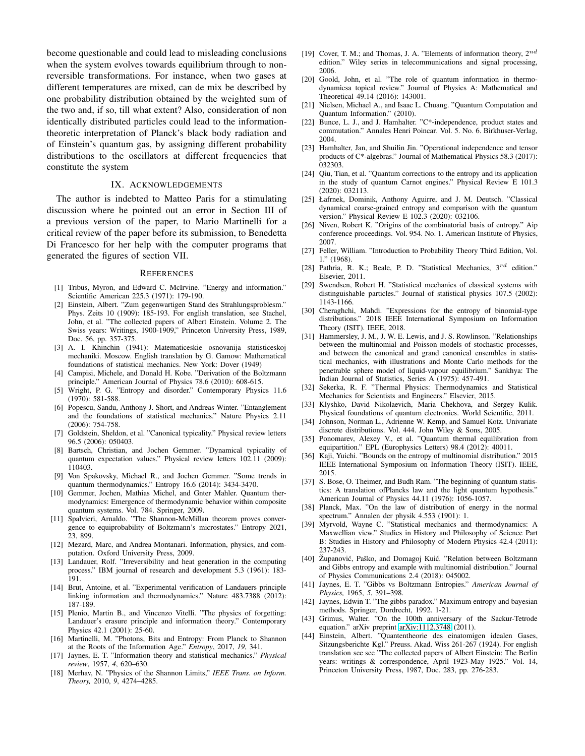become questionable and could lead to misleading conclusions when the system evolves towards equilibrium through to non-reversible transformations. For instance, when two gases at different temperatures are mixed, can de mix be described by one probability distribution obtained by the weighted sum of the two and, if so, till what extent? Also, consideration of non identically distributed particles could lead to the information-theoretic interpretation of Planck's black body radiation and of Einstein's quantum gas, by assigning different probability distributions to the oscillators at different frequencies that constitute the system

## IX. Acknowledgements

The author is indebted to Matteo Paris for a stimulating discussion where he pointed out an error in Section III of a previous version of the paper, to Mario Martinelli for a critical review of the paper before its submission, to Benedetta Di Francesco for her help with the computer programs that generated the figures of section VII.

## References

[1] Tribus, Myron, and Edward C. McIrvine. "Energy and information." Scientific American 225.3 (1971): 179-190.

[2] Einstein, Albert. "Zum gegenwartigen Stand des Strahlungsproblesm." Phys. Zeits 10 (1909): 185-193. For english translation, see Stachel, John, et al. "The collected papers of Albert Einstein. Volume 2. The Swiss years: Writings, 1900-1909," Princeton University Press, 1989, Doc. 56, pp. 357-375.

[3] A. I. Khinchin (1941): Matematiceskie osnovanija statisticeskoj mechaniki. Moscow. English translation by G. Gamow: Mathematical foundations of statistical mechanics. New York: Dover (1949)

[4] Campisi, Michele, and Donald H. Kobe. "Derivation of the Boltzmann principle." American Journal of Physics 78.6 (2010): 608-615.

[5] Wright, P. G. "Entropy and disorder." Contemporary Physics 11.6 (1970): 581-588.

[6] Popescu, Sandu, Anthony J. Short, and Andreas Winter. "Entanglement and the foundations of statistical mechanics." Nature Physics 2.11 (2006): 754-758.

[7] Goldstein, Sheldon, et al. "Canonical typicality." Physical review letters 96.5 (2006): 050403.

[8] Bartsch, Christian, and Jochen Gemmer. "Dynamical typicality of quantum expectation values." Physical review letters 102.11 (2009): 110403.

[9] Von Spakovsky, Michael R., and Jochen Gemmer. "Some trends in quantum thermodynamics." Entropy 16.6 (2014): 3434-3470.

[10] Gemmer, Jochen, Mathias Michel, and Gnter Mahler. Quantum thermodynamics: Emergence of thermodynamic behavior within composite quantum systems. Vol. 784. Springer, 2009.

[11] Spalvieri, Arnaldo. "The Shannon-McMillan theorem proves convergence to equiprobability of Boltzmann's microstates." Entropy 2021, 23, 899.

[12] Mezard, Marc, and Andrea Montanari. Information, physics, and computation. Oxford University Press, 2009.

[13] Landauer, Rolf. "Irreversibility and heat generation in the computing process." IBM journal of research and development 5.3 (1961): 183-191.

[14] Brut, Antoine, et al. "Experimental verification of Landauers principle linking information and thermodynamics." Nature 483.7388 (2012): 187-189.

[15] Plenio, Martin B., and Vincenzo Vitelli. "The physics of forgetting: Landauer's erasure principle and information theory." Contemporary Physics 42.1 (2001): 25-60.

[16] Martinelli, M. "Photons, Bits and Entropy: From Planck to Shannon at the Roots of the Information Age." *Entropy*, 2017, *19*, 341.

[17] Jaynes, E. T. "Information theory and statistical mechanics." *Physical review*, 1957, *4*, 620–630.

[18] Merhav, N. "Physics of the Shannon Limits," *IEEE Trans. on Inform. Theory,* 2010, *9*, 4274–4285.

[19] Cover, T. M.; and Thomas, J. A. "Elements of information theory, $2^{nd}$ edition." Wiley series in telecommunications and signal processing, 2006.

[20] Goold, John, et al. "The role of quantum information in thermodynamicsa topical review." Journal of Physics A: Mathematical and Theoretical 49.14 (2016): 143001.

[21] Nielsen, Michael A., and Isaac L. Chuang. "Quantum Computation and Quantum Information." (2010).

[22] Bunce, L. J., and J. Hamhalter. "C*-independence, product states and commutation." Annales Henri Poincar. Vol. 5. No. 6. Birkhuser-Verlag, 2004.

[23] Hamhalter, Jan, and Shuilin Jin. "Operational independence and tensor products of C*-algebras." Journal of Mathematical Physics 58.3 (2017): 032303.

[24] Qiu, Tian, et al. "Quantum corrections to the entropy and its application in the study of quantum Carnot engines." Physical Review E 101.3 (2020): 032113.

[25] Łafrnek, Dominik, Anthony Aguirre, and J. M. Deutsch. "Classical dynamical coarse-grained entropy and comparison with the quantum version." Physical Review E 102.3 (2020): 032106.

[26] Niven, Robert K. "Origins of the combinatorial basis of entropy." Aip conference proceedings. Vol. 954. No. 1. American Institute of Physics, 2007.

[27] Feller, William. "Introduction to Probability Theory Third Edition, Vol. 1." (1968).

[28] Pathria, R. K.; Beale, P. D. "Statistical Mechanics, $3^{rd}$ edition." Elsevier, 2011.

[29] Swendsen, Robert H. "Statistical mechanics of classical systems with distinguishable particles." Journal of statistical physics 107.5 (2002): 1143-1166.

[30] Cheraghchi, Mahdi. "Expressions for the entropy of binomial-type distributions." 2018 IEEE International Symposium on Information Theory (ISIT). IEEE, 2018.

[31] Hammersley, J. M., J. W. E. Lewis, and J. S. Rowlinson. "Relationships between the multinomial and Poisson models of stochastic processes, and between the canonical and grand canonical ensembles in statistical mechanics, with illustrations and Monte Carlo methods for the penetrable sphere model of liquid-vapour equilibrium." Sankhya: The Indian Journal of Statistics, Series A (1975): 457-491.

[32] Sekerka, R. F. "Thermal Physics: Thermodynamics and Statistical Mechanics for Scientists and Engineers." Elsevier, 2015.

[33] Klyshko, David Nikolaevich, Maria Chekhova, and Sergey Kulik. Physical foundations of quantum electronics. World Scientific, 2011.

[34] Johnson, Norman L., Adrienne W. Kemp, and Samuel Kotz. Univariate discrete distributions. Vol. 444. John Wiley & Sons, 2005.

[35] Ponomarev, Alexey V., et al. "Quantum thermal equilibration from equipartition." EPL (Europhysics Letters) 98.4 (2012): 40011.

[36] Kaji, Yuichi. "Bounds on the entropy of multinomial distribution." 2015 IEEE International Symposium on Information Theory (ISIT). IEEE, 2015.

[37] S. Bose, O. Theimer, and Budh Ram. "The beginning of quantum statistics: A translation ofPlancks law and the light quantum hypothesis." American Journal of Physics 44.11 (1976): 1056-1057.

[38] Planck, Max. "On the law of distribution of energy in the normal spectrum." Annalen der physik 4.553 (1901): 1.

[39] Myrvold, Wayne C. "Statistical mechanics and thermodynamics: A Maxwellian view." Studies in History and Philosophy of Science Part B: Studies in History and Philosophy of Modern Physics 42.4 (2011): 237-243.

[40] Županović, Paško, and Domagoj Kuić. "Relation between Boltzmann and Gibbs entropy and example with multinomial distribution." Journal of Physics Communications 2.4 (2018): 045002.

[41] Jaynes, E. T. "Gibbs vs Boltzmann Entropies." *American Journal of Physics,* 1965, *5*, 391–398.

[42] Jaynes, Edwin T. "The gibbs paradox." Maximum entropy and bayesian methods. Springer, Dordrecht, 1992. 1-21.

[43] Grimus, Walter. "On the 100th anniversary of the Sackur-Tetrode equation." arXiv preprint arXiv:1112.3748 (2011).

[44] Einstein, Albert. "Quantentheorie des einatomigen idealen Gases, Sitzungsberichte Kgl." Preuss. Akad. Wiss 261-267 (1924). For english translation see see "The collected papers of Albert Einstein: The Berlin years: writings & correspondence, April 1923-May 1925." Vol. 14, Princeton University Press, 1987, Doc. 283, pp. 276-283.